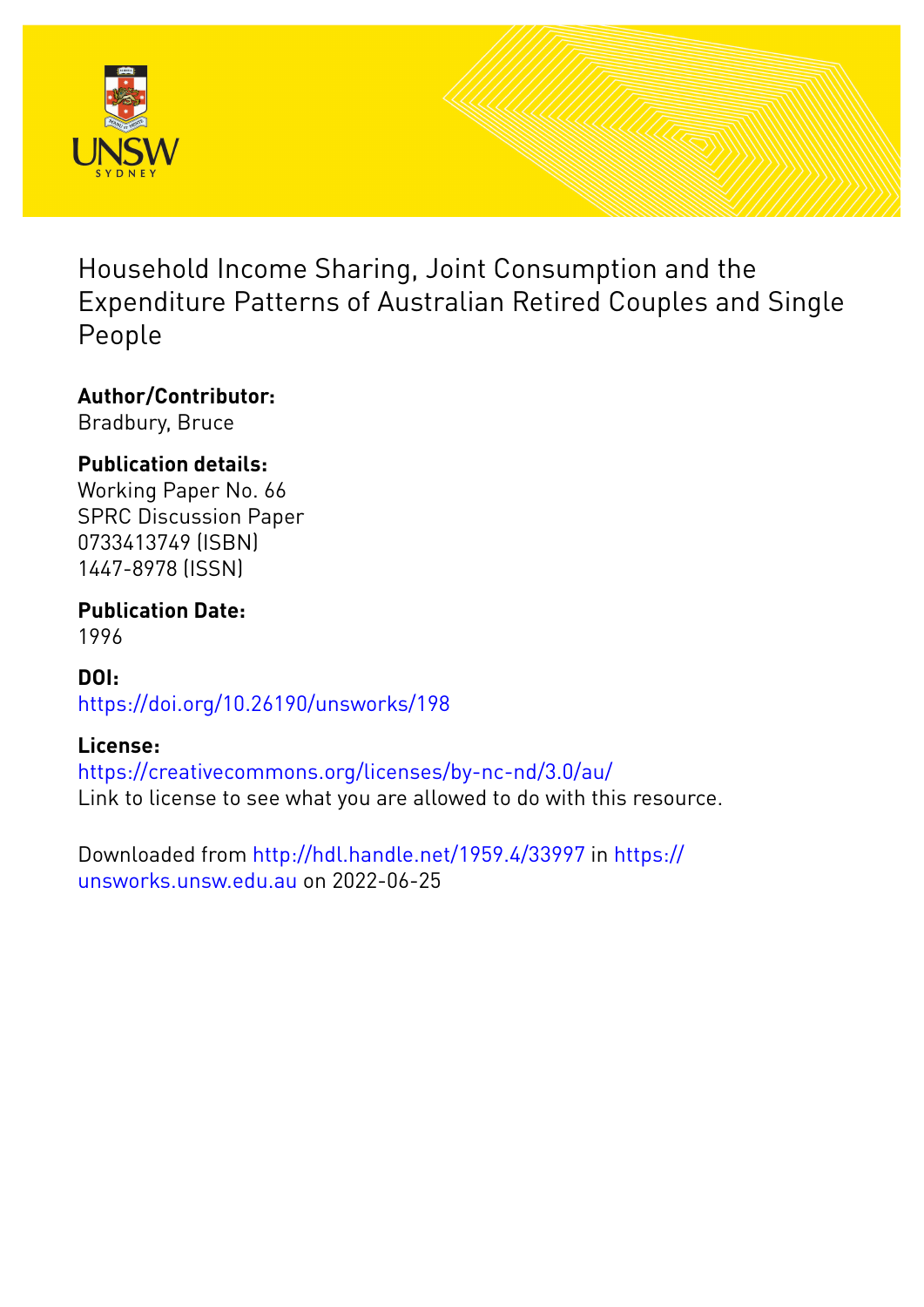# Household Income Sharing, Joint Consumption and the Expenditure Patterns of Australian Retired Couples and Single People

**Author/Contributor:**
Bradbury, Bruce

**Publication details:**
Working Paper No. 66
SPRC Discussion Paper
0733413749 (ISBN)
1447-8978 (ISSN)

**Publication Date:**
1996

**DOI:**
https://doi.org/10.26190/unsworks/198

**License:**
https://creativecommons.org/licenses/by-nc-nd/3.0/au/
Link to license to see what you are allowed to do with this resource.

Downloaded from http://hdl.handle.net/1959.4/33997 in https://unsworks.unsw.edu.au on 2022-06-25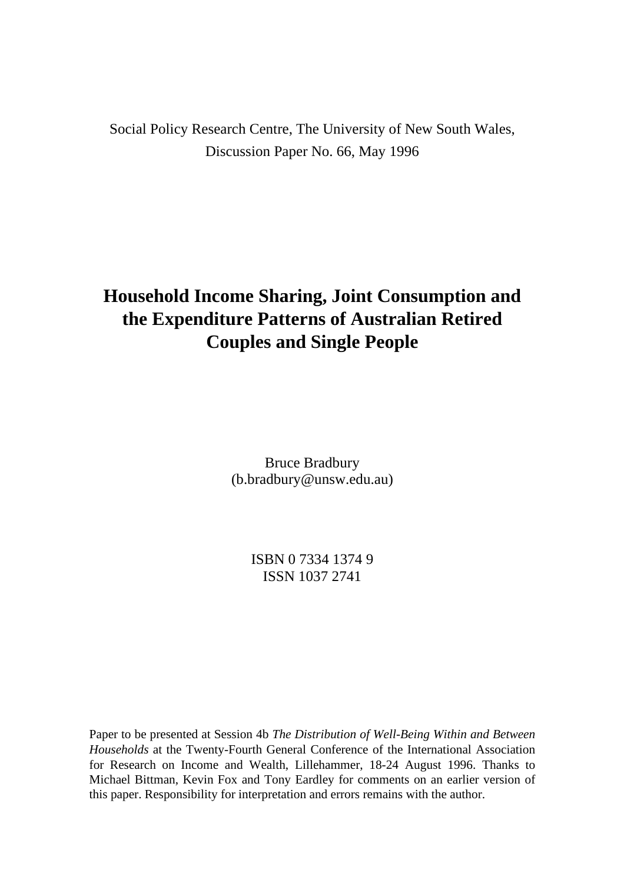Social Policy Research Centre, The University of New South Wales, Discussion Paper No. 66, May 1996

# Household Income Sharing, Joint Consumption and the Expenditure Patterns of Australian Retired Couples and Single People

Bruce Bradbury
(b.bradbury@unsw.edu.au)

ISBN 0 7334 1374 9
ISSN 1037 2741

Paper to be presented at Session 4b *The Distribution of Well-Being Within and Between Households* at the Twenty-Fourth General Conference of the International Association for Research on Income and Wealth, Lillehammer, 18-24 August 1996. Thanks to Michael Bittman, Kevin Fox and Tony Eardley for comments on an earlier version of this paper. Responsibility for interpretation and errors remains with the author.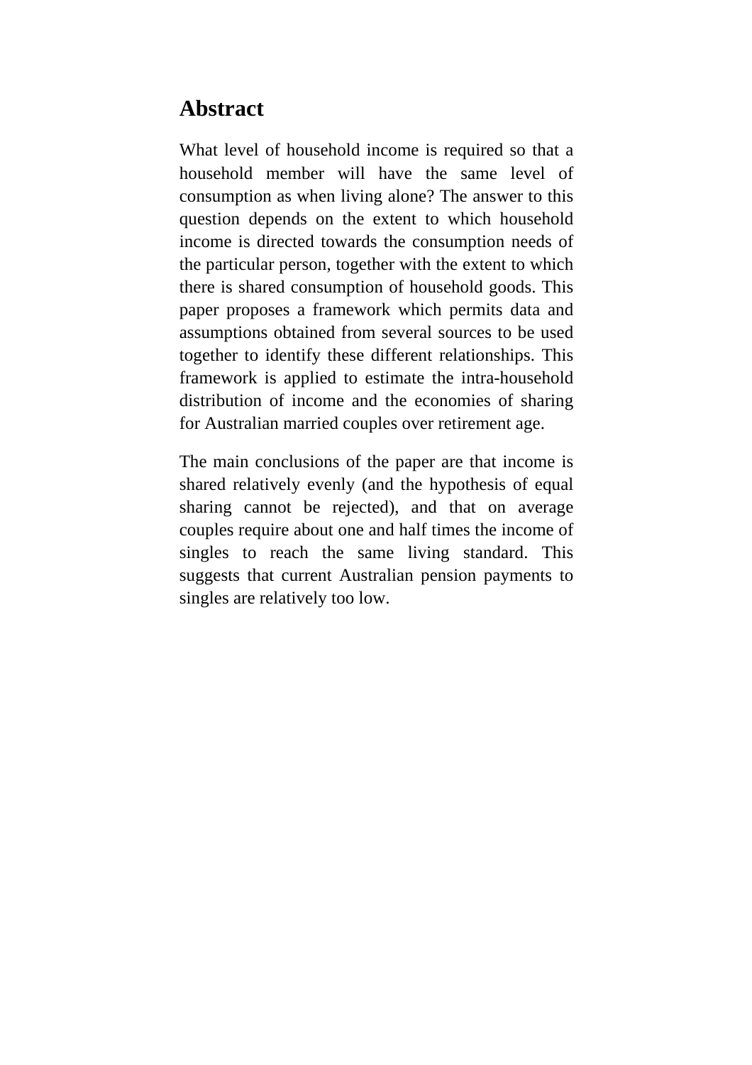## Abstract

What level of household income is required so that a household member will have the same level of consumption as when living alone? The answer to this question depends on the extent to which household income is directed towards the consumption needs of the particular person, together with the extent to which there is shared consumption of household goods. This paper proposes a framework which permits data and assumptions obtained from several sources to be used together to identify these different relationships. This framework is applied to estimate the intra-household distribution of income and the economies of sharing for Australian married couples over retirement age.

The main conclusions of the paper are that income is shared relatively evenly (and the hypothesis of equal sharing cannot be rejected), and that on average couples require about one and half times the income of singles to reach the same living standard. This suggests that current Australian pension payments to singles are relatively too low.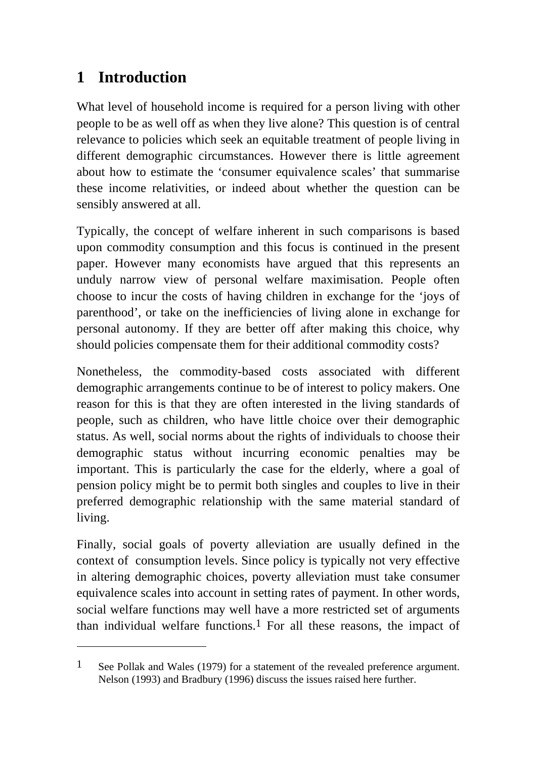# 1 Introduction

What level of household income is required for a person living with other people to be as well off as when they live alone? This question is of central relevance to policies which seek an equitable treatment of people living in different demographic circumstances. However there is little agreement about how to estimate the 'consumer equivalence scales' that summarise these income relativities, or indeed about whether the question can be sensibly answered at all.

Typically, the concept of welfare inherent in such comparisons is based upon commodity consumption and this focus is continued in the present paper. However many economists have argued that this represents an unduly narrow view of personal welfare maximisation. People often choose to incur the costs of having children in exchange for the 'joys of parenthood', or take on the inefficiencies of living alone in exchange for personal autonomy. If they are better off after making this choice, why should policies compensate them for their additional commodity costs?

Nonetheless, the commodity-based costs associated with different demographic arrangements continue to be of interest to policy makers. One reason for this is that they are often interested in the living standards of people, such as children, who have little choice over their demographic status. As well, social norms about the rights of individuals to choose their demographic status without incurring economic penalties may be important. This is particularly the case for the elderly, where a goal of pension policy might be to permit both singles and couples to live in their preferred demographic relationship with the same material standard of living.

Finally, social goals of poverty alleviation are usually defined in the context of consumption levels. Since policy is typically not very effective in altering demographic choices, poverty alleviation must take consumer equivalence scales into account in setting rates of payment. In other words, social welfare functions may well have a more restricted set of arguments than individual welfare functions.[1] For all these reasons, the impact of

---

1 See Pollak and Wales (1979) for a statement of the revealed preference argument. Nelson (1993) and Bradbury (1996) discuss the issues raised here further.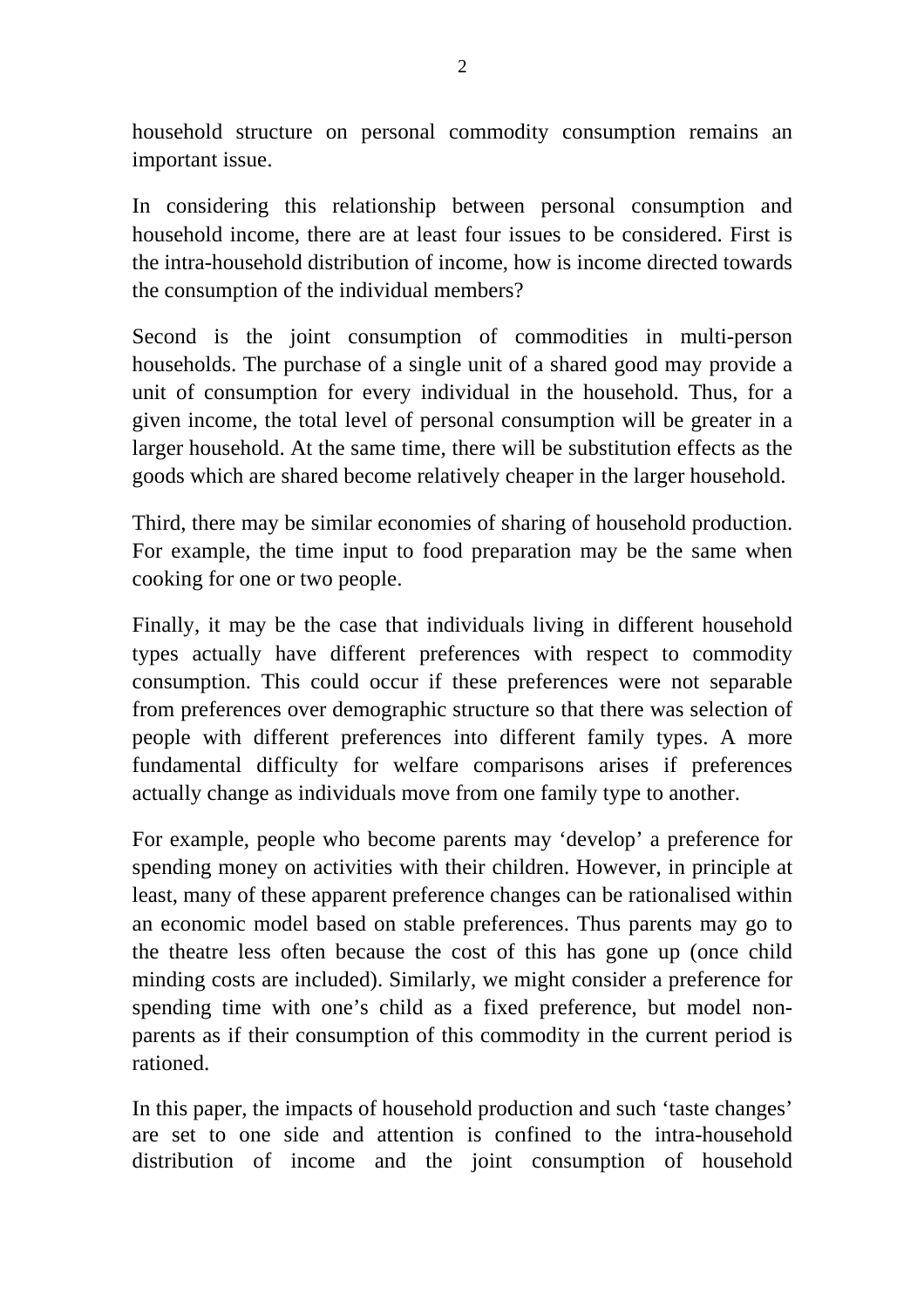household structure on personal commodity consumption remains an important issue.

In considering this relationship between personal consumption and household income, there are at least four issues to be considered. First is the intra-household distribution of income, how is income directed towards the consumption of the individual members?

Second is the joint consumption of commodities in multi-person households. The purchase of a single unit of a shared good may provide a unit of consumption for every individual in the household. Thus, for a given income, the total level of personal consumption will be greater in a larger household. At the same time, there will be substitution effects as the goods which are shared become relatively cheaper in the larger household.

Third, there may be similar economies of sharing of household production. For example, the time input to food preparation may be the same when cooking for one or two people.

Finally, it may be the case that individuals living in different household types actually have different preferences with respect to commodity consumption. This could occur if these preferences were not separable from preferences over demographic structure so that there was selection of people with different preferences into different family types. A more fundamental difficulty for welfare comparisons arises if preferences actually change as individuals move from one family type to another.

For example, people who become parents may 'develop' a preference for spending money on activities with their children. However, in principle at least, many of these apparent preference changes can be rationalised within an economic model based on stable preferences. Thus parents may go to the theatre less often because the cost of this has gone up (once child minding costs are included). Similarly, we might consider a preference for spending time with one's child as a fixed preference, but model non-parents as if their consumption of this commodity in the current period is rationed.

In this paper, the impacts of household production and such 'taste changes' are set to one side and attention is confined to the intra-household distribution of income and the joint consumption of household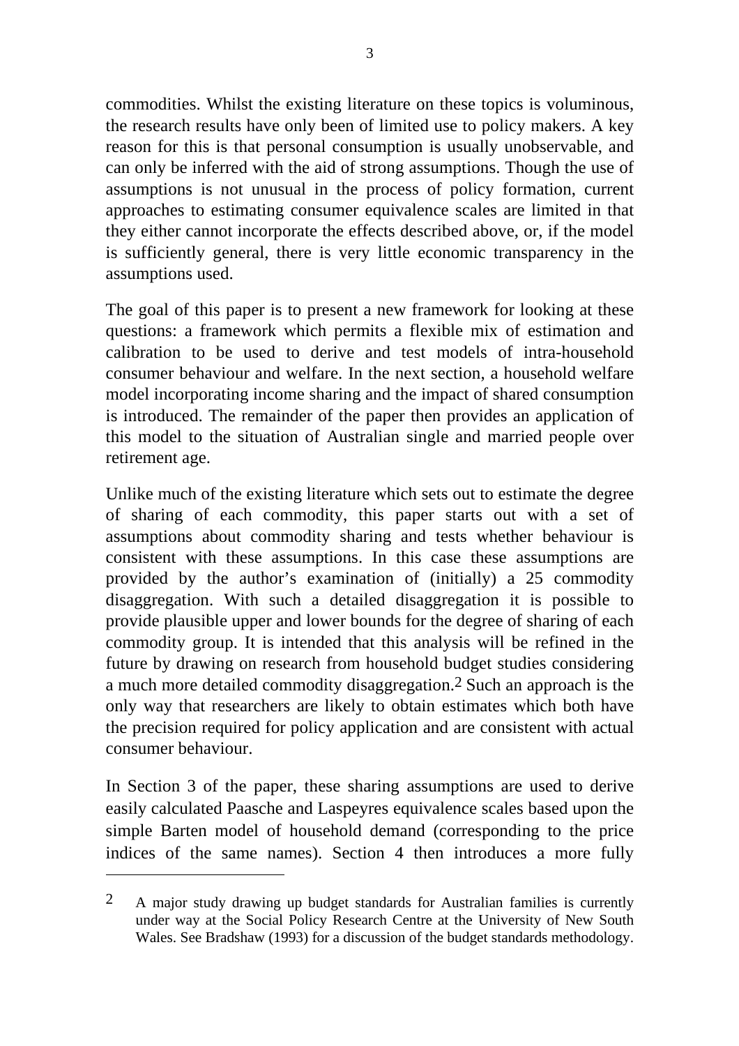commodities. Whilst the existing literature on these topics is voluminous, the research results have only been of limited use to policy makers. A key reason for this is that personal consumption is usually unobservable, and can only be inferred with the aid of strong assumptions. Though the use of assumptions is not unusual in the process of policy formation, current approaches to estimating consumer equivalence scales are limited in that they either cannot incorporate the effects described above, or, if the model is sufficiently general, there is very little economic transparency in the assumptions used.

The goal of this paper is to present a new framework for looking at these questions: a framework which permits a flexible mix of estimation and calibration to be used to derive and test models of intra-household consumer behaviour and welfare. In the next section, a household welfare model incorporating income sharing and the impact of shared consumption is introduced. The remainder of the paper then provides an application of this model to the situation of Australian single and married people over retirement age.

Unlike much of the existing literature which sets out to estimate the degree of sharing of each commodity, this paper starts out with a set of assumptions about commodity sharing and tests whether behaviour is consistent with these assumptions. In this case these assumptions are provided by the author's examination of (initially) a 25 commodity disaggregation. With such a detailed disaggregation it is possible to provide plausible upper and lower bounds for the degree of sharing of each commodity group. It is intended that this analysis will be refined in the future by drawing on research from household budget studies considering a much more detailed commodity disaggregation.[2] Such an approach is the only way that researchers are likely to obtain estimates which both have the precision required for policy application and are consistent with actual consumer behaviour.

In Section 3 of the paper, these sharing assumptions are used to derive easily calculated Paasche and Laspeyres equivalence scales based upon the simple Barten model of household demand (corresponding to the price indices of the same names). Section 4 then introduces a more fully

---

[2] A major study drawing up budget standards for Australian families is currently under way at the Social Policy Research Centre at the University of New South Wales. See Bradshaw (1993) for a discussion of the budget standards methodology.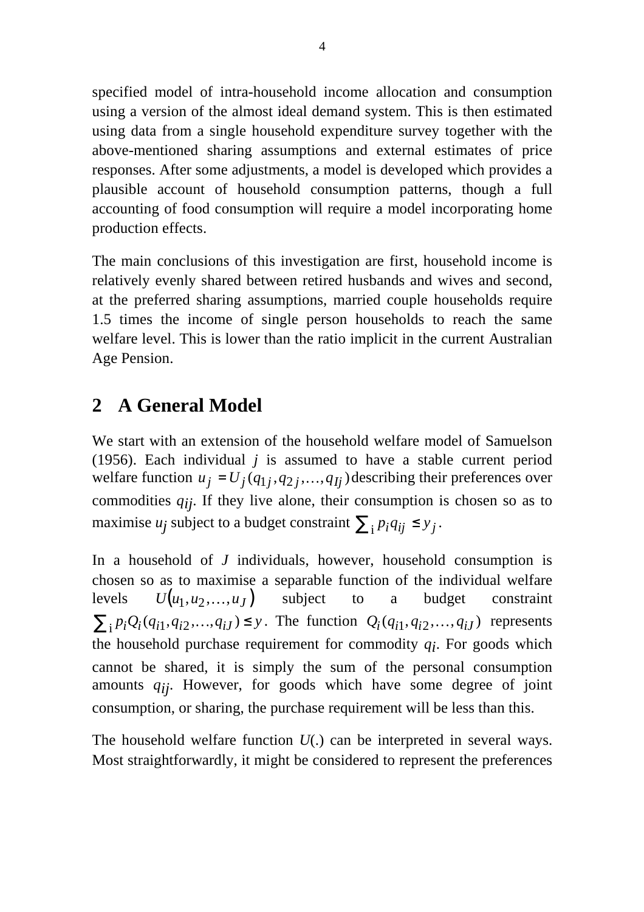specified model of intra-household income allocation and consumption using a version of the almost ideal demand system. This is then estimated using data from a single household expenditure survey together with the above-mentioned sharing assumptions and external estimates of price responses. After some adjustments, a model is developed which provides a plausible account of household consumption patterns, though a full accounting of food consumption will require a model incorporating home production effects.

The main conclusions of this investigation are first, household income is relatively evenly shared between retired husbands and wives and second, at the preferred sharing assumptions, married couple households require 1.5 times the income of single person households to reach the same welfare level. This is lower than the ratio implicit in the current Australian Age Pension.

## 2 A General Model

We start with an extension of the household welfare model of Samuelson (1956). Each individual $j$ is assumed to have a stable current period welfare function $u_j = U_j(q_{1j}, q_{2j}, \ldots, q_{Ij})$ describing their preferences over commodities $q_{ij}$. If they live alone, their consumption is chosen so as to maximise $u_j$ subject to a budget constraint $\sum_i p_i q_{ij} \le y_j$.

In a household of $J$ individuals, however, household consumption is chosen so as to maximise a separable function of the individual welfare levels $U(u_1, u_2, \ldots, u_J)$ subject to a budget constraint $\sum_i p_i Q_i(q_{i1}, q_{i2}, \ldots, q_{iJ}) \le y$. The function $Q_i(q_{i1}, q_{i2}, \ldots, q_{iJ})$ represents the household purchase requirement for commodity $q_i$. For goods which cannot be shared, it is simply the sum of the personal consumption amounts $q_{ij}$. However, for goods which have some degree of joint consumption, or sharing, the purchase requirement will be less than this.

The household welfare function $U(.)$ can be interpreted in several ways. Most straightforwardly, it might be considered to represent the preferences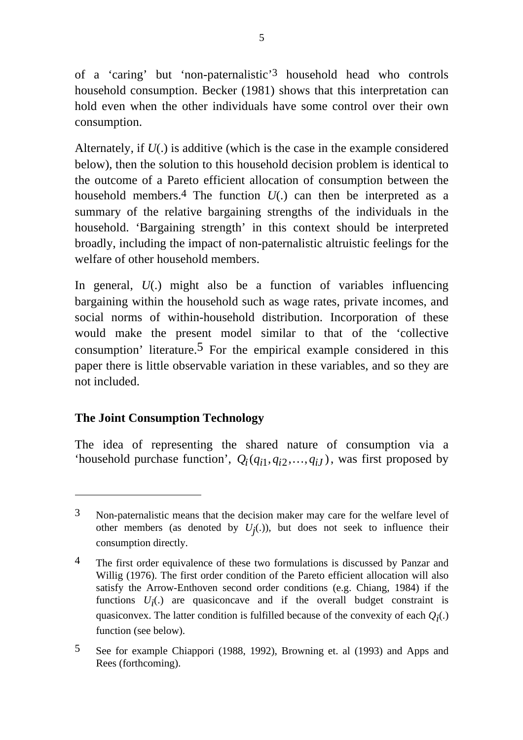of a 'caring' but 'non-paternalistic'[3] household head who controls household consumption. Becker (1981) shows that this interpretation can hold even when the other individuals have some control over their own consumption.

Alternately, if *U*(.) is additive (which is the case in the example considered below), then the solution to this household decision problem is identical to the outcome of a Pareto efficient allocation of consumption between the household members.[4] The function *U*(.) can then be interpreted as a summary of the relative bargaining strengths of the individuals in the household. 'Bargaining strength' in this context should be interpreted broadly, including the impact of non-paternalistic altruistic feelings for the welfare of other household members.

In general, *U*(.) might also be a function of variables influencing bargaining within the household such as wage rates, private incomes, and social norms of within-household distribution. Incorporation of these would make the present model similar to that of the 'collective consumption' literature.[5] For the empirical example considered in this paper there is little observable variation in these variables, and so they are not included.

### The Joint Consumption Technology

The idea of representing the shared nature of consumption via a 'household purchase function', $Q_i(q_{i1}, q_{i2}, \ldots, q_{iJ})$, was first proposed by

---

[3] Non-paternalistic means that the decision maker may care for the welfare level of other members (as denoted by $U_j(.)$), but does not seek to influence their consumption directly.

[4] The first order equivalence of these two formulations is discussed by Panzar and Willig (1976). The first order condition of the Pareto efficient allocation will also satisfy the Arrow-Enthoven second order conditions (e.g. Chiang, 1984) if the functions $U_i(.)$ are quasiconcave and if the overall budget constraint is quasiconvex. The latter condition is fulfilled because of the convexity of each $Q_i(.)$ function (see below).

[5] See for example Chiappori (1988, 1992), Browning et. al (1993) and Apps and Rees (forthcoming).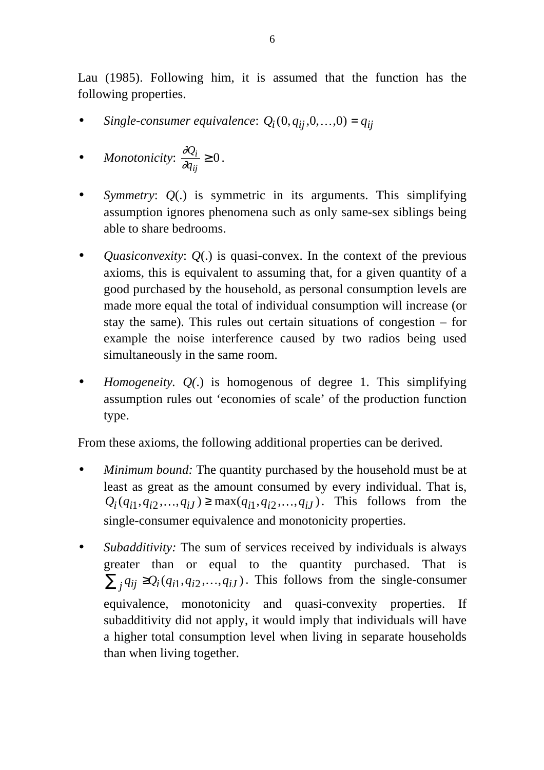Lau (1985). Following him, it is assumed that the function has the following properties.

- *Single-consumer equivalence*: $Q_i(0, q_{ij}, 0, \ldots, 0) = q_{ij}$
- *Monotonicity*: $\frac{\partial Q_i}{\partial q_{ij}} \geq 0$.
- *Symmetry*: *Q*(.) is symmetric in its arguments. This simplifying assumption ignores phenomena such as only same-sex siblings being able to share bedrooms.
- *Quasiconvexity*: *Q*(.) is quasi-convex. In the context of the previous axioms, this is equivalent to assuming that, for a given quantity of a good purchased by the household, as personal consumption levels are made more equal the total of individual consumption will increase (or stay the same). This rules out certain situations of congestion – for example the noise interference caused by two radios being used simultaneously in the same room.
- *Homogeneity. Q(.)* is homogenous of degree 1. This simplifying assumption rules out 'economies of scale' of the production function type.

From these axioms, the following additional properties can be derived.

- *Minimum bound:* The quantity purchased by the household must be at least as great as the amount consumed by every individual. That is, $Q_i(q_{i1}, q_{i2}, \ldots, q_{iJ}) \geq \max(q_{i1}, q_{i2}, \ldots, q_{iJ})$. This follows from the single-consumer equivalence and monotonicity properties.
- *Subadditivity:* The sum of services received by individuals is always greater than or equal to the quantity purchased. That is $\sum_j q_{ij} \geq Q_i(q_{i1}, q_{i2}, \ldots, q_{iJ})$. This follows from the single-consumer equivalence, monotonicity and quasi-convexity properties. If subadditivity did not apply, it would imply that individuals will have a higher total consumption level when living in separate households than when living together.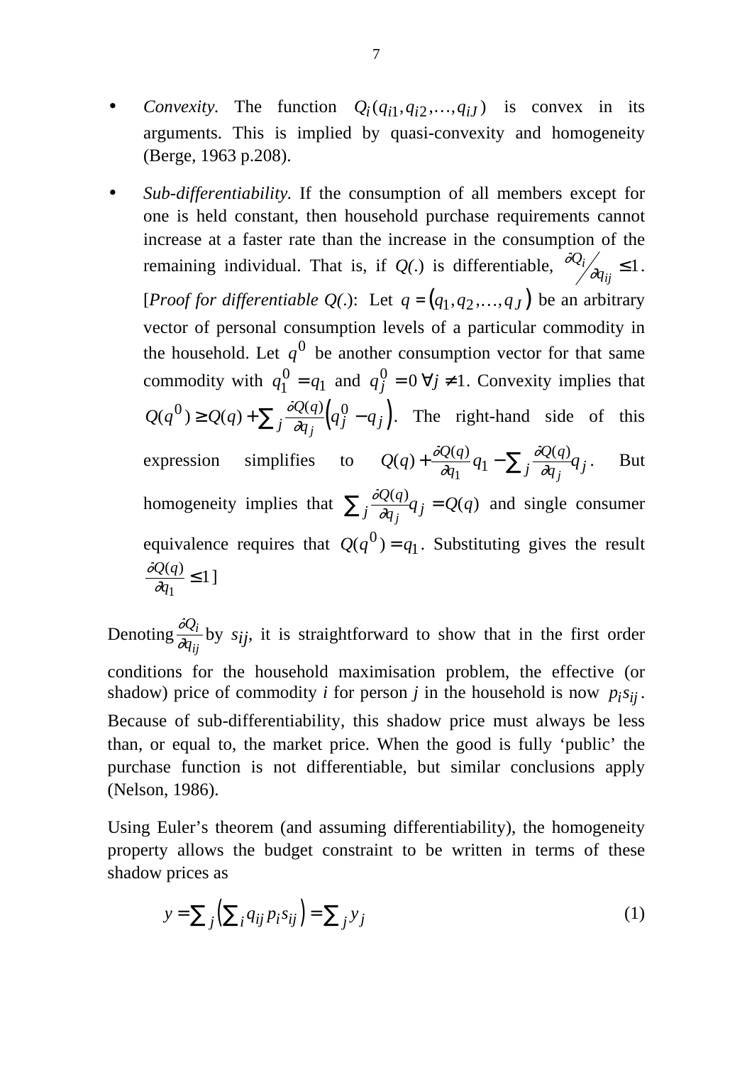- *Convexity.* The function $Q_i(q_{i1}, q_{i2}, \ldots, q_{iJ})$ is convex in its arguments. This is implied by quasi-convexity and homogeneity (Berge, 1963 p.208).

- *Sub-differentiability.* If the consumption of all members except for one is held constant, then household purchase requirements cannot increase at a faster rate than the increase in the consumption of the remaining individual. That is, if *Q(.)* is differentiable, $\partial Q_i / \partial q_{ij} \leq 1$. [*Proof for differentiable Q(.)*: Let $q = (q_1, q_2, \ldots, q_J)$ be an arbitrary vector of personal consumption levels of a particular commodity in the household. Let $q^0$ be another consumption vector for that same commodity with $q_1^0 = q_1$ and $q_j^0 = 0 \; \forall j \neq 1$. Convexity implies that $Q(q^0) \geq Q(q) + \sum_j \frac{\partial Q(q)}{\partial q_j}\left(q_j^0 - q_j\right)$. The right-hand side of this expression simplifies to $Q(q) + \frac{\partial Q(q)}{\partial q_1} q_1 - \sum_j \frac{\partial Q(q)}{\partial q_j} q_j$. But homogeneity implies that $\sum_j \frac{\partial Q(q)}{\partial q_j} q_j = Q(q)$ and single consumer equivalence requires that $Q(q^0) = q_1$. Substituting gives the result $\frac{\partial Q(q)}{\partial q_1} \leq 1$]

Denoting $\frac{\partial Q_i}{\partial q_{ij}}$ by $s_{ij}$, it is straightforward to show that in the first order conditions for the household maximisation problem, the effective (or shadow) price of commodity *i* for person *j* in the household is now $p_i s_{ij}$. Because of sub-differentiability, this shadow price must always be less than, or equal to, the market price. When the good is fully 'public' the purchase function is not differentiable, but similar conclusions apply (Nelson, 1986).

Using Euler's theorem (and assuming differentiability), the homogeneity property allows the budget constraint to be written in terms of these shadow prices as

$$y = \sum_j \left( \sum_i q_{ij} p_i s_{ij} \right) = \sum_j y_j \tag{1}$$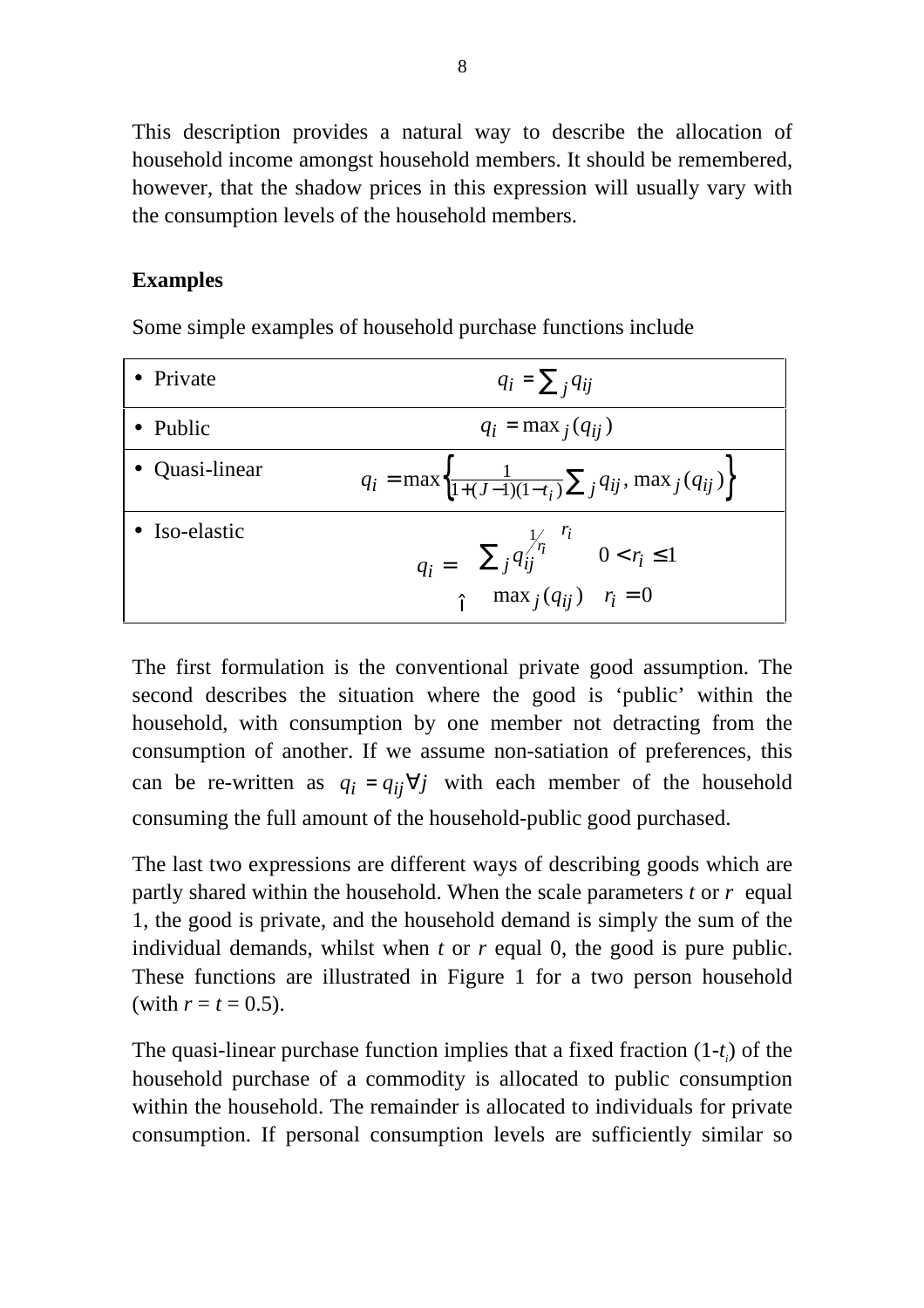This description provides a natural way to describe the allocation of household income amongst household members. It should be remembered, however, that the shadow prices in this expression will usually vary with the consumption levels of the household members.

**Examples**

Some simple examples of household purchase functions include

| | |
|---|---|
| • Private | $q_i = \sum_j q_{ij}$ |
| • Public | $q_i = \max_j (q_{ij})$ |
| • Quasi-linear | $q_i = \max\left\{\frac{1}{1+(J-1)(1-t_i)} \sum_j q_{ij}, \max_j (q_{ij})\right\}$ |
| • Iso-elastic | $q_i = \begin{cases} \left(\sum_j q_{ij}^{1/r_i}\right)^{r_i} & 0 < r_i \leq 1 \\ \max_j (q_{ij}) & r_i = 0 \end{cases}$ |

The first formulation is the conventional private good assumption. The second describes the situation where the good is 'public' within the household, with consumption by one member not detracting from the consumption of another. If we assume non-satiation of preferences, this can be re-written as $q_i = q_{ij} \forall j$ with each member of the household consuming the full amount of the household-public good purchased.

The last two expressions are different ways of describing goods which are partly shared within the household. When the scale parameters $t$ or $r$ equal 1, the good is private, and the household demand is simply the sum of the individual demands, whilst when $t$ or $r$ equal 0, the good is pure public. These functions are illustrated in Figure 1 for a two person household (with $r = t = 0.5$).

The quasi-linear purchase function implies that a fixed fraction ($1$-$t_i$) of the household purchase of a commodity is allocated to public consumption within the household. The remainder is allocated to individuals for private consumption. If personal consumption levels are sufficiently similar so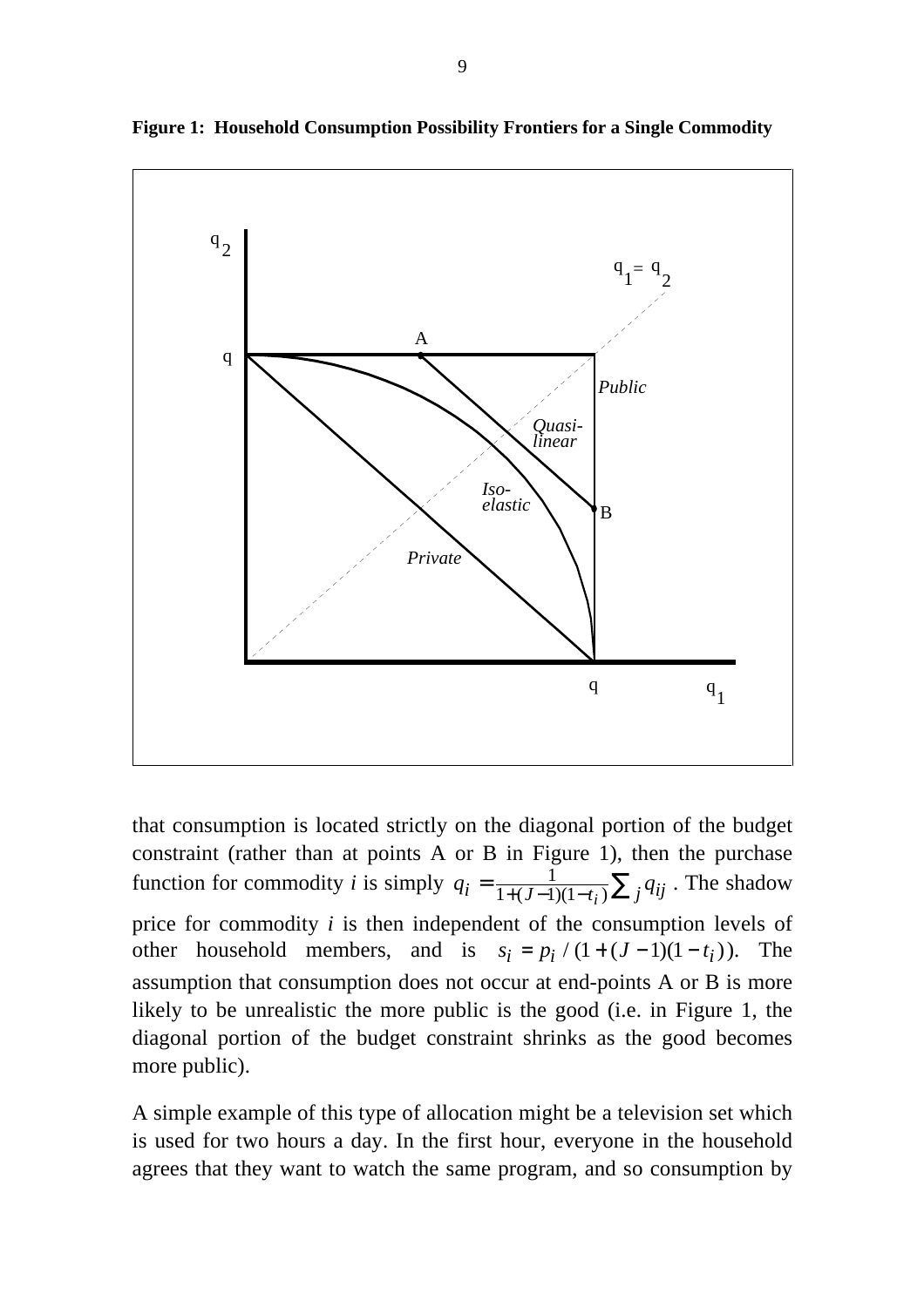**Figure 1: Household Consumption Possibility Frontiers for a Single Commodity**

that consumption is located strictly on the diagonal portion of the budget constraint (rather than at points A or B in Figure 1), then the purchase function for commodity *i* is simply $q_i = \frac{1}{1+(J-1)(1-t_i)} \sum_j q_{ij}$. The shadow price for commodity *i* is then independent of the consumption levels of other household members, and is $s_i = p_i / (1 + (J-1)(1-t_i))$. The assumption that consumption does not occur at end-points A or B is more likely to be unrealistic the more public is the good (i.e. in Figure 1, the diagonal portion of the budget constraint shrinks as the good becomes more public).

A simple example of this type of allocation might be a television set which is used for two hours a day. In the first hour, everyone in the household agrees that they want to watch the same program, and so consumption by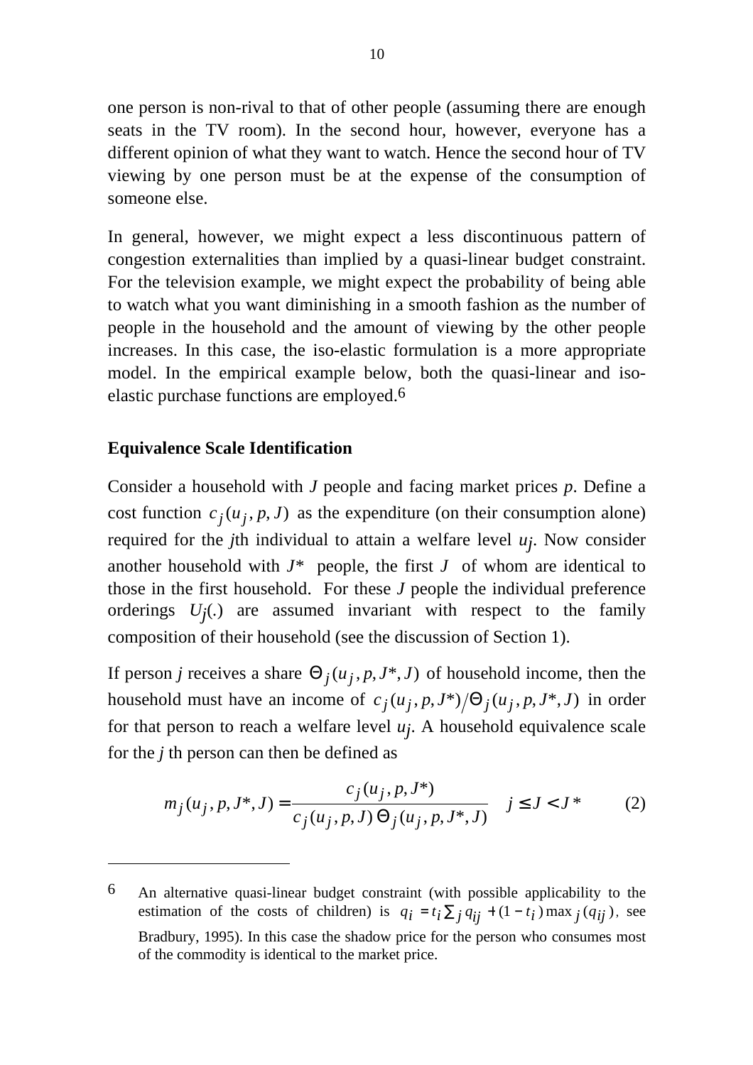one person is non-rival to that of other people (assuming there are enough seats in the TV room). In the second hour, however, everyone has a different opinion of what they want to watch. Hence the second hour of TV viewing by one person must be at the expense of the consumption of someone else.

In general, however, we might expect a less discontinuous pattern of congestion externalities than implied by a quasi-linear budget constraint. For the television example, we might expect the probability of being able to watch what you want diminishing in a smooth fashion as the number of people in the household and the amount of viewing by the other people increases. In this case, the iso-elastic formulation is a more appropriate model. In the empirical example below, both the quasi-linear and iso-elastic purchase functions are employed.[6]

**Equivalence Scale Identification**

Consider a household with $J$ people and facing market prices $p$. Define a cost function $c_j(u_j, p, J)$ as the expenditure (on their consumption alone) required for the $j$th individual to attain a welfare level $u_j$. Now consider another household with $J^*$ people, the first $J$ of whom are identical to those in the first household. For these $J$ people the individual preference orderings $U_j(.)$ are assumed invariant with respect to the family composition of their household (see the discussion of Section 1).

If person $j$ receives a share $\Theta_j(u_j, p, J^*, J)$ of household income, then the household must have an income of $c_j(u_j, p, J^*)/\Theta_j(u_j, p, J^*, J)$ in order for that person to reach a welfare level $u_j$. A household equivalence scale for the $j$ th person can then be defined as

$$m_j(u_j, p, J^*, J) = \frac{c_j(u_j, p, J^*)}{c_j(u_j, p, J)\,\Theta_j(u_j, p, J^*, J)} \quad j \le J < J^* \qquad (2)$$

---

[6] An alternative quasi-linear budget constraint (with possible applicability to the estimation of the costs of children) is $q_i = t_i \sum_j q_{ij} + (1 - t_i)\max_j(q_{ij})$, see Bradbury, 1995). In this case the shadow price for the person who consumes most of the commodity is identical to the market price.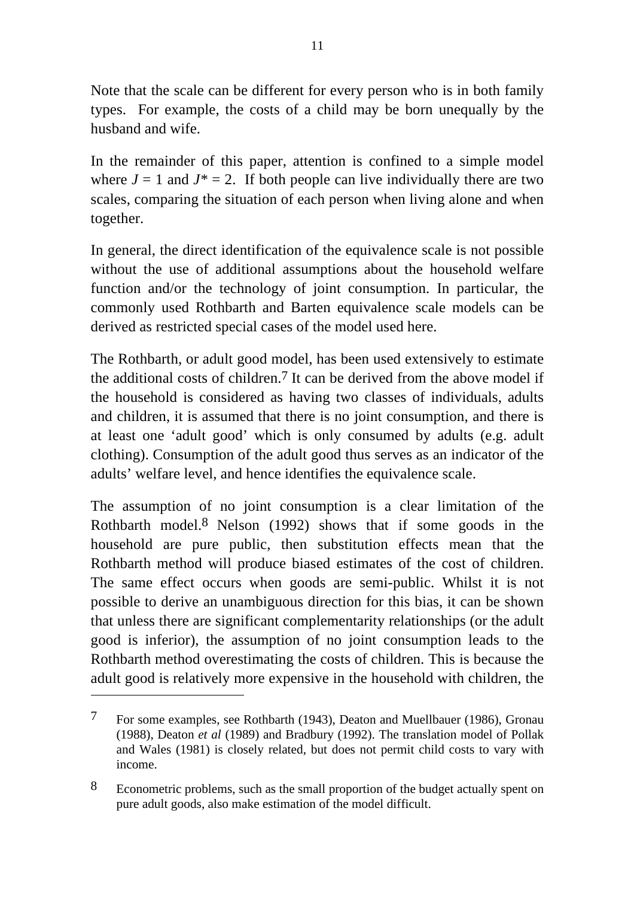Note that the scale can be different for every person who is in both family types. For example, the costs of a child may be born unequally by the husband and wife.

In the remainder of this paper, attention is confined to a simple model where $J = 1$ and $J^* = 2$. If both people can live individually there are two scales, comparing the situation of each person when living alone and when together.

In general, the direct identification of the equivalence scale is not possible without the use of additional assumptions about the household welfare function and/or the technology of joint consumption. In particular, the commonly used Rothbarth and Barten equivalence scale models can be derived as restricted special cases of the model used here.

The Rothbarth, or adult good model, has been used extensively to estimate the additional costs of children.[7] It can be derived from the above model if the household is considered as having two classes of individuals, adults and children, it is assumed that there is no joint consumption, and there is at least one 'adult good' which is only consumed by adults (e.g. adult clothing). Consumption of the adult good thus serves as an indicator of the adults' welfare level, and hence identifies the equivalence scale.

The assumption of no joint consumption is a clear limitation of the Rothbarth model.[8] Nelson (1992) shows that if some goods in the household are pure public, then substitution effects mean that the Rothbarth method will produce biased estimates of the cost of children. The same effect occurs when goods are semi-public. Whilst it is not possible to derive an unambiguous direction for this bias, it can be shown that unless there are significant complementarity relationships (or the adult good is inferior), the assumption of no joint consumption leads to the Rothbarth method overestimating the costs of children. This is because the adult good is relatively more expensive in the household with children, the

---

[7] For some examples, see Rothbarth (1943), Deaton and Muellbauer (1986), Gronau (1988), Deaton *et al* (1989) and Bradbury (1992). The translation model of Pollak and Wales (1981) is closely related, but does not permit child costs to vary with income.

[8] Econometric problems, such as the small proportion of the budget actually spent on pure adult goods, also make estimation of the model difficult.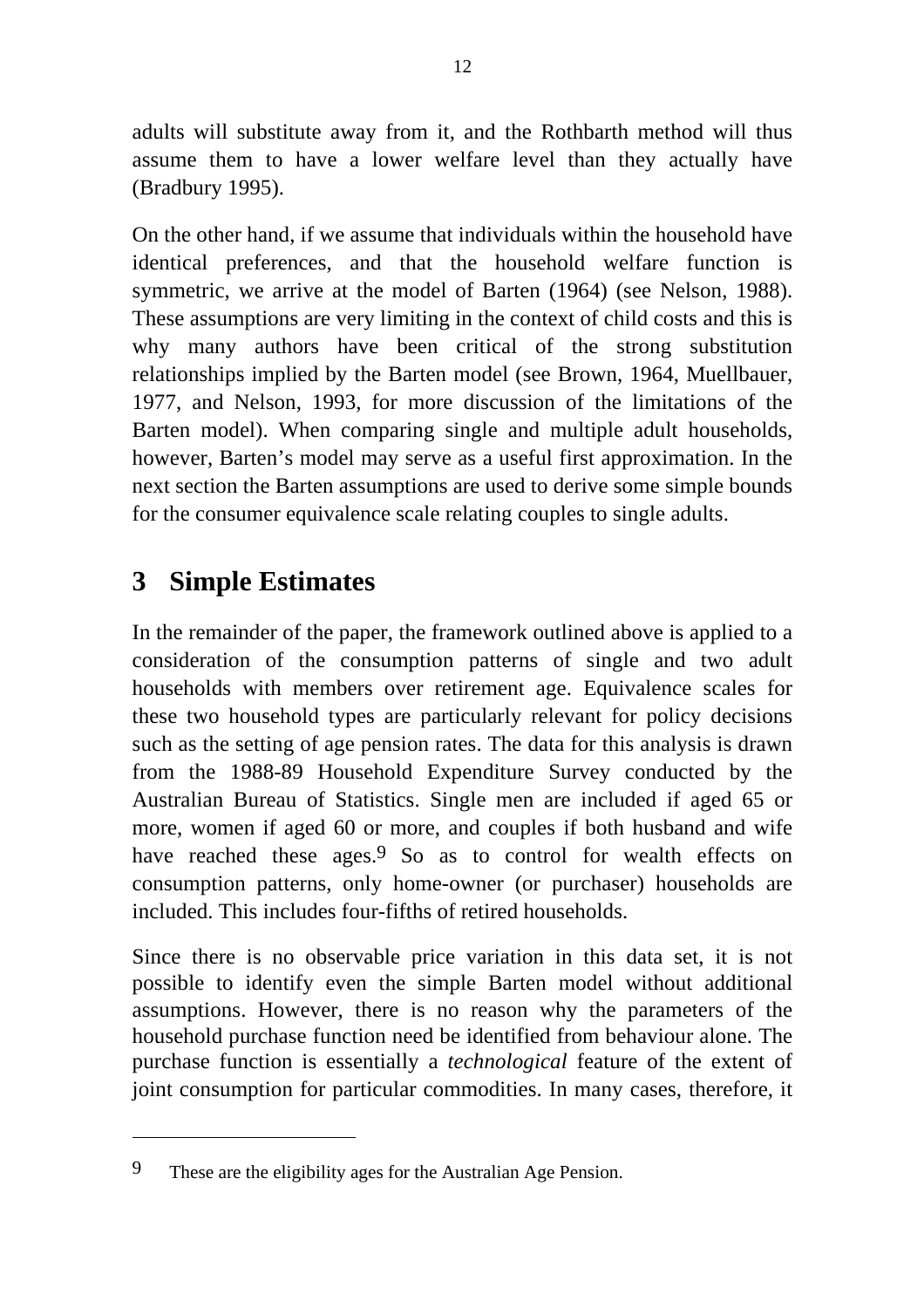adults will substitute away from it, and the Rothbarth method will thus assume them to have a lower welfare level than they actually have (Bradbury 1995).

On the other hand, if we assume that individuals within the household have identical preferences, and that the household welfare function is symmetric, we arrive at the model of Barten (1964) (see Nelson, 1988). These assumptions are very limiting in the context of child costs and this is why many authors have been critical of the strong substitution relationships implied by the Barten model (see Brown, 1964, Muellbauer, 1977, and Nelson, 1993, for more discussion of the limitations of the Barten model). When comparing single and multiple adult households, however, Barten's model may serve as a useful first approximation. In the next section the Barten assumptions are used to derive some simple bounds for the consumer equivalence scale relating couples to single adults.

## 3 Simple Estimates

In the remainder of the paper, the framework outlined above is applied to a consideration of the consumption patterns of single and two adult households with members over retirement age. Equivalence scales for these two household types are particularly relevant for policy decisions such as the setting of age pension rates. The data for this analysis is drawn from the 1988-89 Household Expenditure Survey conducted by the Australian Bureau of Statistics. Single men are included if aged 65 or more, women if aged 60 or more, and couples if both husband and wife have reached these ages.[9] So as to control for wealth effects on consumption patterns, only home-owner (or purchaser) households are included. This includes four-fifths of retired households.

Since there is no observable price variation in this data set, it is not possible to identify even the simple Barten model without additional assumptions. However, there is no reason why the parameters of the household purchase function need be identified from behaviour alone. The purchase function is essentially a *technological* feature of the extent of joint consumption for particular commodities. In many cases, therefore, it

---

9 These are the eligibility ages for the Australian Age Pension.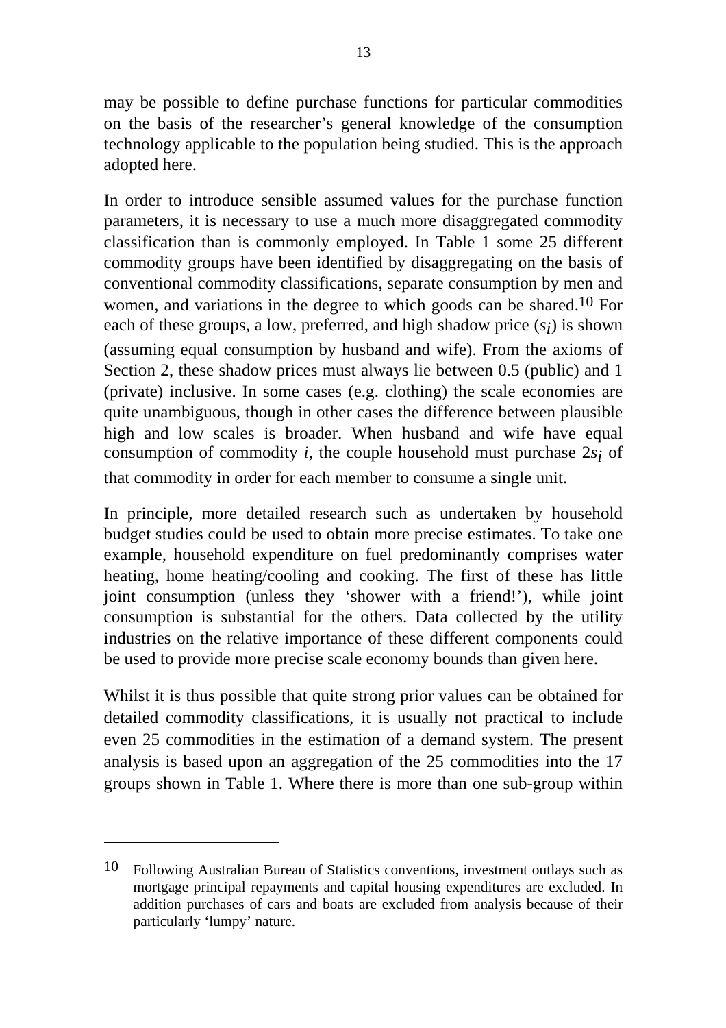may be possible to define purchase functions for particular commodities on the basis of the researcher's general knowledge of the consumption technology applicable to the population being studied. This is the approach adopted here.

In order to introduce sensible assumed values for the purchase function parameters, it is necessary to use a much more disaggregated commodity classification than is commonly employed. In Table 1 some 25 different commodity groups have been identified by disaggregating on the basis of conventional commodity classifications, separate consumption by men and women, and variations in the degree to which goods can be shared.[10] For each of these groups, a low, preferred, and high shadow price ($s_i$) is shown (assuming equal consumption by husband and wife). From the axioms of Section 2, these shadow prices must always lie between 0.5 (public) and 1 (private) inclusive. In some cases (e.g. clothing) the scale economies are quite unambiguous, though in other cases the difference between plausible high and low scales is broader. When husband and wife have equal consumption of commodity $i$, the couple household must purchase $2s_i$ of that commodity in order for each member to consume a single unit.

In principle, more detailed research such as undertaken by household budget studies could be used to obtain more precise estimates. To take one example, household expenditure on fuel predominantly comprises water heating, home heating/cooling and cooking. The first of these has little joint consumption (unless they 'shower with a friend!'), while joint consumption is substantial for the others. Data collected by the utility industries on the relative importance of these different components could be used to provide more precise scale economy bounds than given here.

Whilst it is thus possible that quite strong prior values can be obtained for detailed commodity classifications, it is usually not practical to include even 25 commodities in the estimation of a demand system. The present analysis is based upon an aggregation of the 25 commodities into the 17 groups shown in Table 1. Where there is more than one sub-group within

---

[10] Following Australian Bureau of Statistics conventions, investment outlays such as mortgage principal repayments and capital housing expenditures are excluded. In addition purchases of cars and boats are excluded from analysis because of their particularly 'lumpy' nature.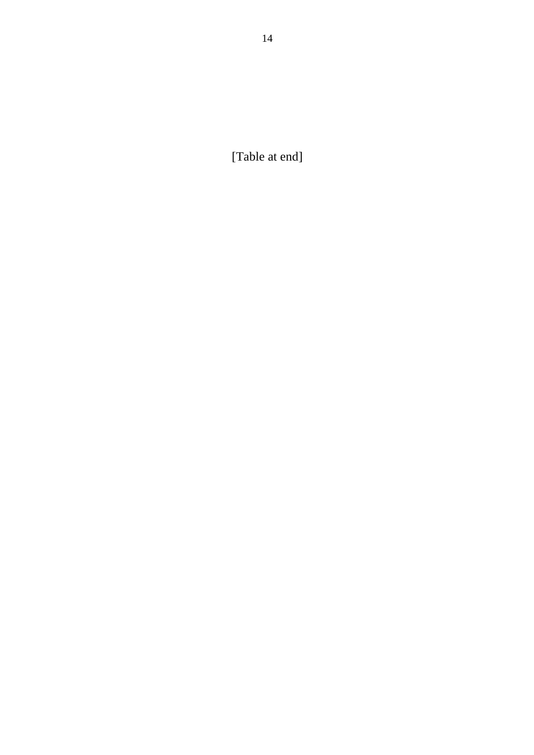[Table at end]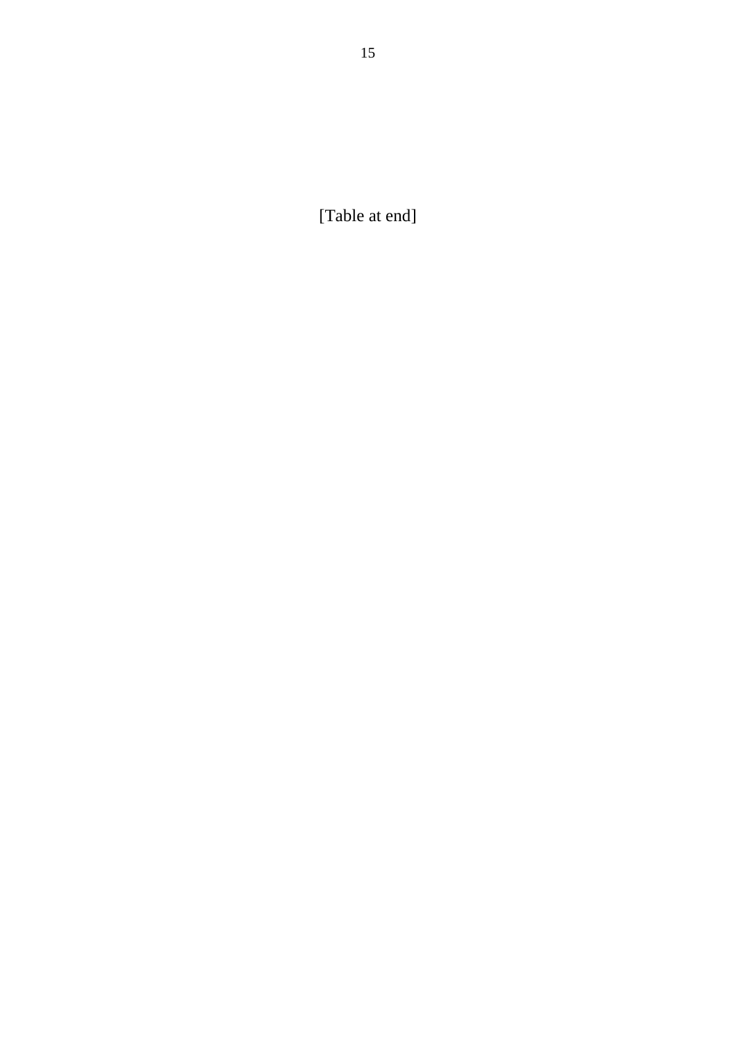[Table at end]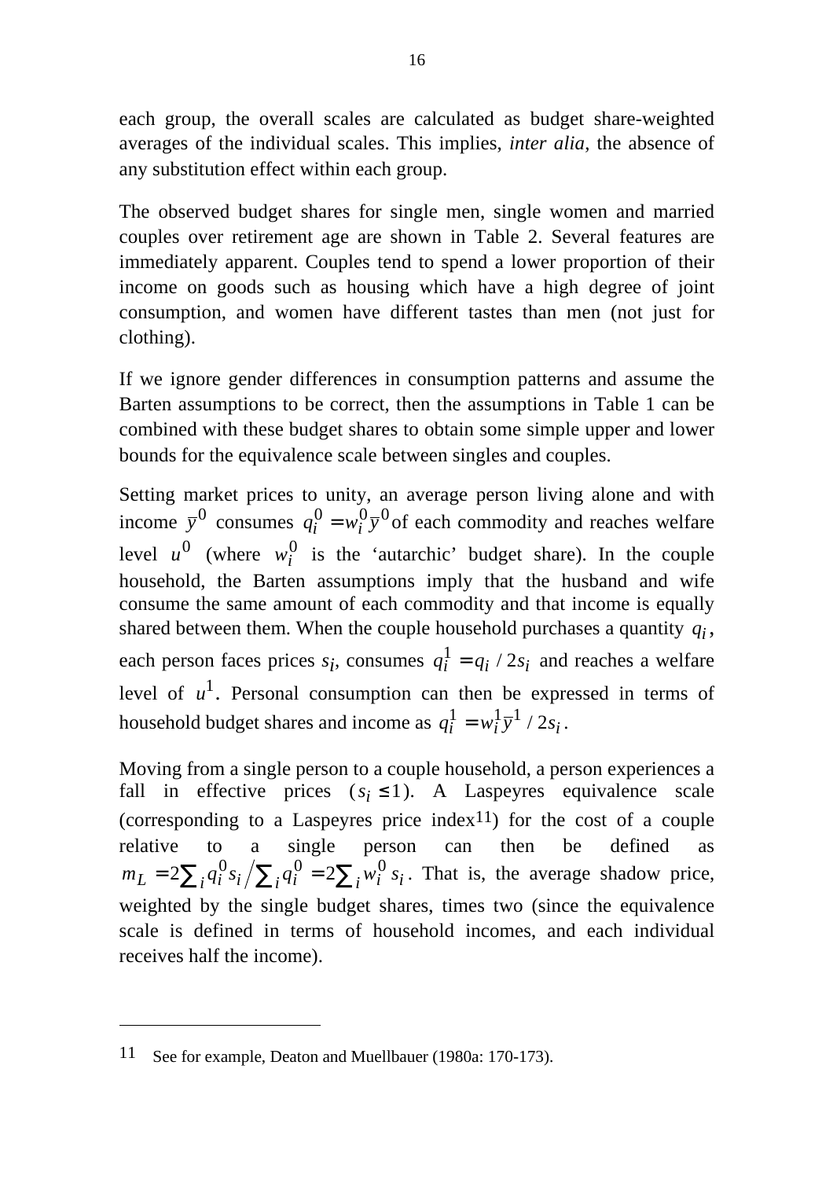each group, the overall scales are calculated as budget share-weighted averages of the individual scales. This implies, *inter alia*, the absence of any substitution effect within each group.

The observed budget shares for single men, single women and married couples over retirement age are shown in Table 2. Several features are immediately apparent. Couples tend to spend a lower proportion of their income on goods such as housing which have a high degree of joint consumption, and women have different tastes than men (not just for clothing).

If we ignore gender differences in consumption patterns and assume the Barten assumptions to be correct, then the assumptions in Table 1 can be combined with these budget shares to obtain some simple upper and lower bounds for the equivalence scale between singles and couples.

Setting market prices to unity, an average person living alone and with income $\bar{y}^0$ consumes $q_i^0 = w_i^0 \bar{y}^0$ of each commodity and reaches welfare level $u^0$ (where $w_i^0$ is the 'autarchic' budget share). In the couple household, the Barten assumptions imply that the husband and wife consume the same amount of each commodity and that income is equally shared between them. When the couple household purchases a quantity $q_i$, each person faces prices $s_i$, consumes $q_i^1 = q_i / 2s_i$ and reaches a welfare level of $u^1$. Personal consumption can then be expressed in terms of household budget shares and income as $q_i^1 = w_i^1 \bar{y}^1 / 2s_i$.

Moving from a single person to a couple household, a person experiences a fall in effective prices ($s_i \leq 1$). A Laspeyres equivalence scale (corresponding to a Laspeyres price index[11]) for the cost of a couple relative to a single person can then be defined as $m_L = 2\sum_i q_i^0 s_i \Big/ \sum_i q_i^0 = 2\sum_i w_i^0 s_i$. That is, the average shadow price, weighted by the single budget shares, times two (since the equivalence scale is defined in terms of household incomes, and each individual receives half the income).

---

11 See for example, Deaton and Muellbauer (1980a: 170-173).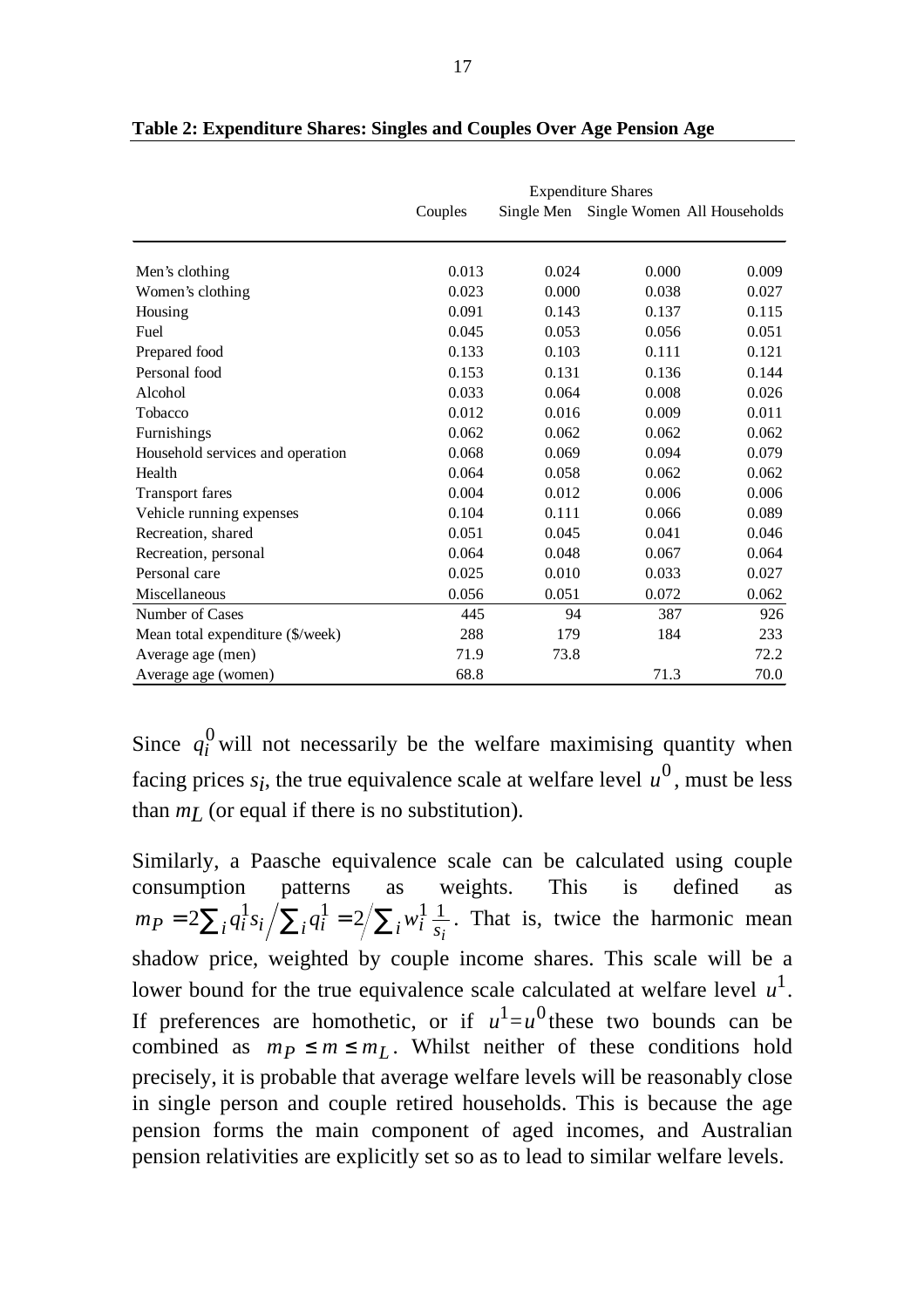**Table 2: Expenditure Shares: Singles and Couples Over Age Pension Age**

| | Expenditure Shares | | | |
|---|---|---|---|---|
| | Couples | Single Men | Single Women | All Households |
| Men's clothing | 0.013 | 0.024 | 0.000 | 0.009 |
| Women's clothing | 0.023 | 0.000 | 0.038 | 0.027 |
| Housing | 0.091 | 0.143 | 0.137 | 0.115 |
| Fuel | 0.045 | 0.053 | 0.056 | 0.051 |
| Prepared food | 0.133 | 0.103 | 0.111 | 0.121 |
| Personal food | 0.153 | 0.131 | 0.136 | 0.144 |
| Alcohol | 0.033 | 0.064 | 0.008 | 0.026 |
| Tobacco | 0.012 | 0.016 | 0.009 | 0.011 |
| Furnishings | 0.062 | 0.062 | 0.062 | 0.062 |
| Household services and operation | 0.068 | 0.069 | 0.094 | 0.079 |
| Health | 0.064 | 0.058 | 0.062 | 0.062 |
| Transport fares | 0.004 | 0.012 | 0.006 | 0.006 |
| Vehicle running expenses | 0.104 | 0.111 | 0.066 | 0.089 |
| Recreation, shared | 0.051 | 0.045 | 0.041 | 0.046 |
| Recreation, personal | 0.064 | 0.048 | 0.067 | 0.064 |
| Personal care | 0.025 | 0.010 | 0.033 | 0.027 |
| Miscellaneous | 0.056 | 0.051 | 0.072 | 0.062 |
| Number of Cases | 445 | 94 | 387 | 926 |
| Mean total expenditure ($/week) | 288 | 179 | 184 | 233 |
| Average age (men) | 71.9 | 73.8 | | 72.2 |
| Average age (women) | 68.8 | | 71.3 | 70.0 |

Since $q_i^0$ will not necessarily be the welfare maximising quantity when facing prices $s_i$, the true equivalence scale at welfare level $u^0$, must be less than $m_L$ (or equal if there is no substitution).

Similarly, a Paasche equivalence scale can be calculated using couple consumption patterns as weights. This is defined as $m_P = 2\sum_i q_i^1 s_i \Big/ \sum_i q_i^1 = 2 \Big/ \sum_i w_i^1 \frac{1}{s_i}$. That is, twice the harmonic mean shadow price, weighted by couple income shares. This scale will be a lower bound for the true equivalence scale calculated at welfare level $u^1$. If preferences are homothetic, or if $u^1 = u^0$ these two bounds can be combined as $m_P \leq m \leq m_L$. Whilst neither of these conditions hold precisely, it is probable that average welfare levels will be reasonably close in single person and couple retired households. This is because the age pension forms the main component of aged incomes, and Australian pension relativities are explicitly set so as to lead to similar welfare levels.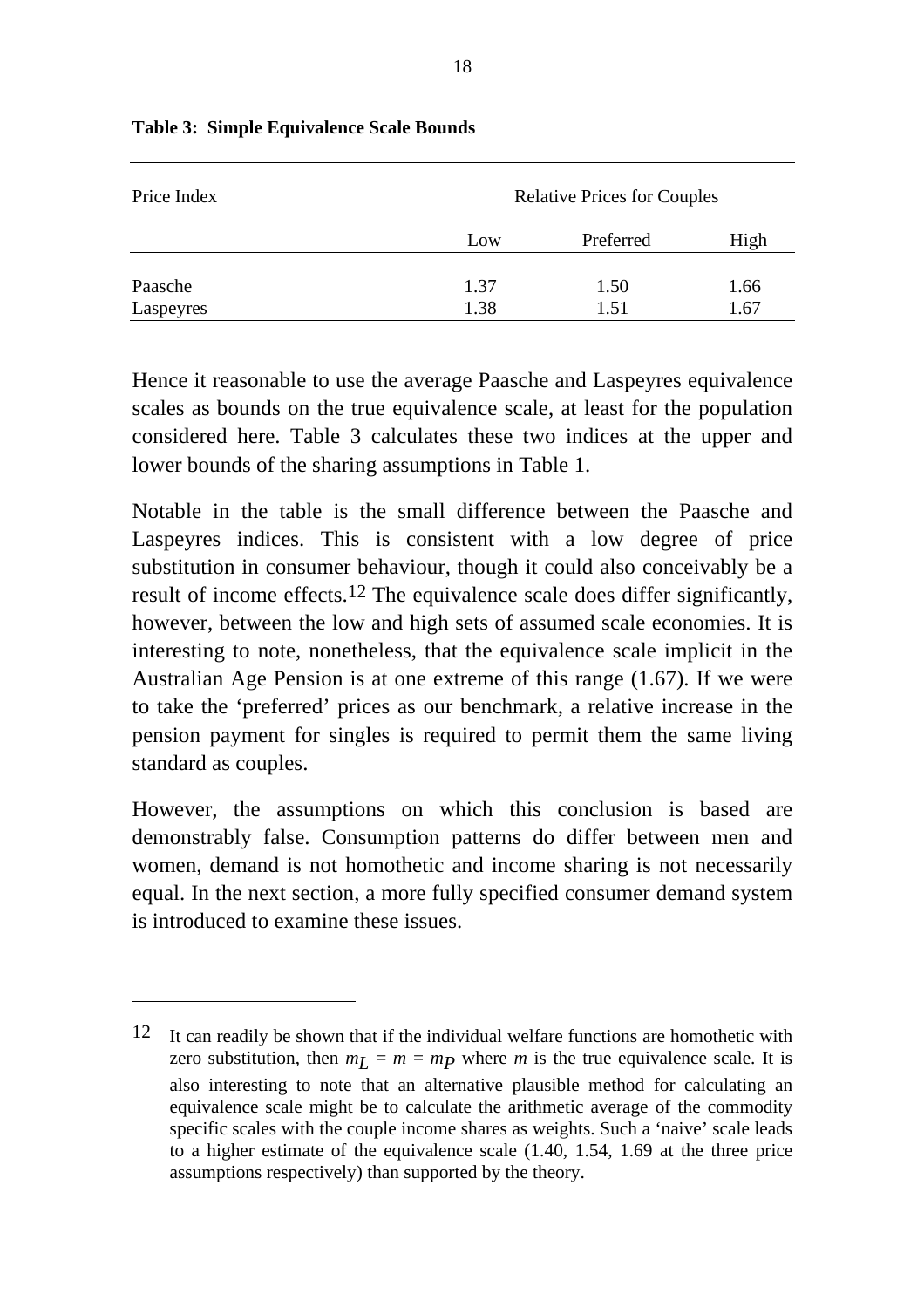**Table 3: Simple Equivalence Scale Bounds**

| Price Index | Relative Prices for Couples | | |
|---|---|---|---|
| | Low | Preferred | High |
| Paasche | 1.37 | 1.50 | 1.66 |
| Laspeyres | 1.38 | 1.51 | 1.67 |

Hence it reasonable to use the average Paasche and Laspeyres equivalence scales as bounds on the true equivalence scale, at least for the population considered here. Table 3 calculates these two indices at the upper and lower bounds of the sharing assumptions in Table 1.

Notable in the table is the small difference between the Paasche and Laspeyres indices. This is consistent with a low degree of price substitution in consumer behaviour, though it could also conceivably be a result of income effects.[12] The equivalence scale does differ significantly, however, between the low and high sets of assumed scale economies. It is interesting to note, nonetheless, that the equivalence scale implicit in the Australian Age Pension is at one extreme of this range (1.67). If we were to take the 'preferred' prices as our benchmark, a relative increase in the pension payment for singles is required to permit them the same living standard as couples.

However, the assumptions on which this conclusion is based are demonstrably false. Consumption patterns do differ between men and women, demand is not homothetic and income sharing is not necessarily equal. In the next section, a more fully specified consumer demand system is introduced to examine these issues.

---

12 It can readily be shown that if the individual welfare functions are homothetic with zero substitution, then $m_L = m = m_P$ where $m$ is the true equivalence scale. It is also interesting to note that an alternative plausible method for calculating an equivalence scale might be to calculate the arithmetic average of the commodity specific scales with the couple income shares as weights. Such a 'naive' scale leads to a higher estimate of the equivalence scale (1.40, 1.54, 1.69 at the three price assumptions respectively) than supported by the theory.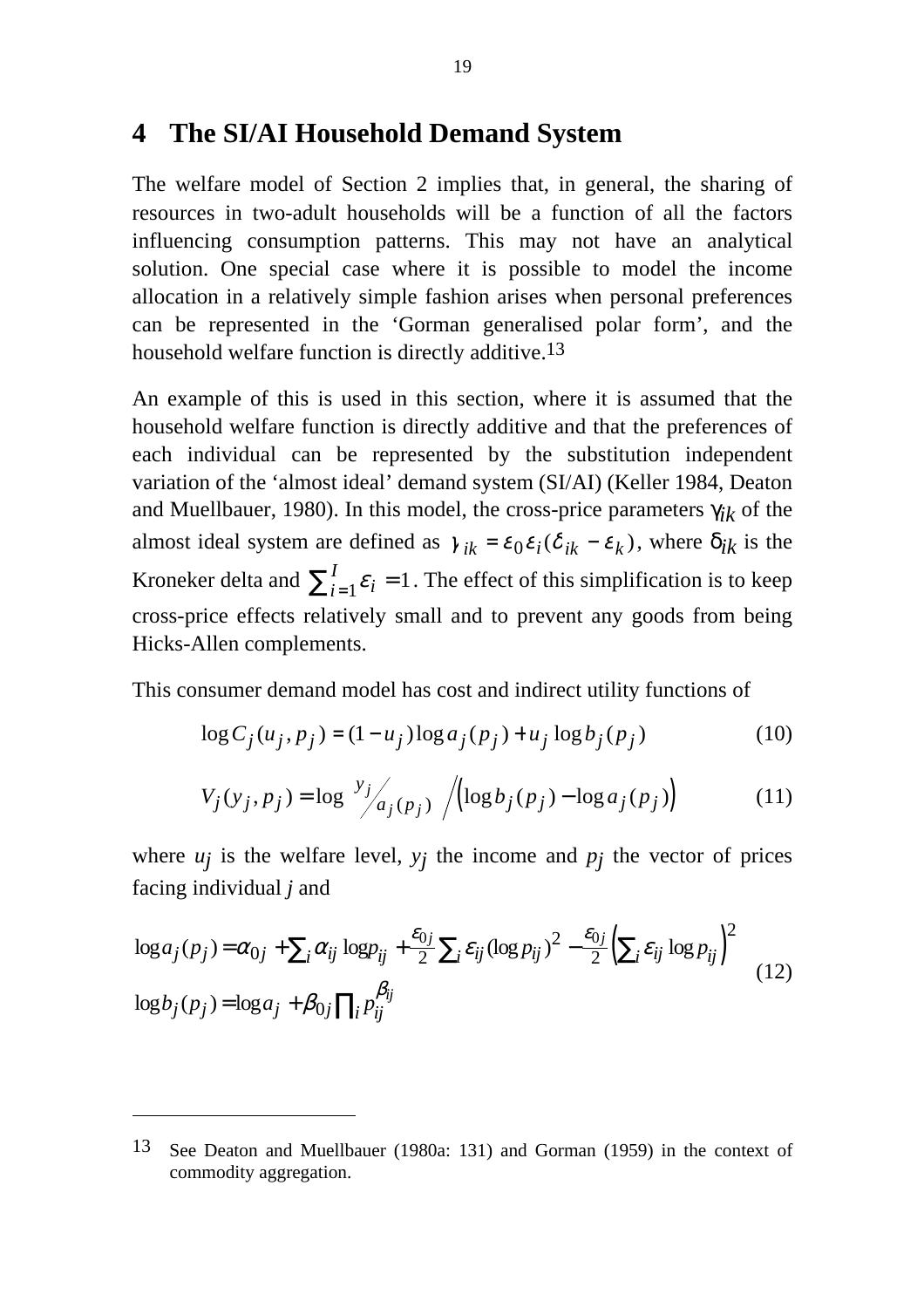## 4 The SI/AI Household Demand System

The welfare model of Section 2 implies that, in general, the sharing of resources in two-adult households will be a function of all the factors influencing consumption patterns. This may not have an analytical solution. One special case where it is possible to model the income allocation in a relatively simple fashion arises when personal preferences can be represented in the 'Gorman generalised polar form', and the household welfare function is directly additive.[13]

An example of this is used in this section, where it is assumed that the household welfare function is directly additive and that the preferences of each individual can be represented by the substitution independent variation of the 'almost ideal' demand system (SI/AI) (Keller 1984, Deaton and Muellbauer, 1980). In this model, the cross-price parameters $\gamma_{ik}$ of the almost ideal system are defined as $\gamma_{ik} = \varepsilon_0 \varepsilon_i (\delta_{ik} - \varepsilon_k)$, where $\delta_{ik}$ is the Kroneker delta and $\sum_{i=1}^{I} \varepsilon_i = 1$. The effect of this simplification is to keep cross-price effects relatively small and to prevent any goods from being Hicks-Allen complements.

This consumer demand model has cost and indirect utility functions of

$$\log C_j(u_j, p_j) = (1 - u_j)\log a_j(p_j) + u_j \log b_j(p_j) \tag{10}$$

$$V_j(y_j, p_j) = \log \left. \frac{y_j}{a_j(p_j)} \right/ \left(\log b_j(p_j) - \log a_j(p_j)\right) \tag{11}$$

where $u_j$ is the welfare level, $y_j$ the income and $p_j$ the vector of prices facing individual $j$ and

$$\begin{aligned} \log a_j(p_j) &= \alpha_{0j} + \sum_i \alpha_{ij} \log p_{ij} + \frac{\varepsilon_{0j}}{2} \sum_i \varepsilon_{ij} (\log p_{ij})^2 - \frac{\varepsilon_{0j}}{2} \left(\sum_i \varepsilon_{ij} \log p_{ij}\right)^2 \\ \log b_j(p_j) &= \log a_j + \beta_{0j} \prod_i p_{ij}^{\beta_{ij}} \end{aligned} \tag{12}$$

[13] See Deaton and Muellbauer (1980a: 131) and Gorman (1959) in the context of commodity aggregation.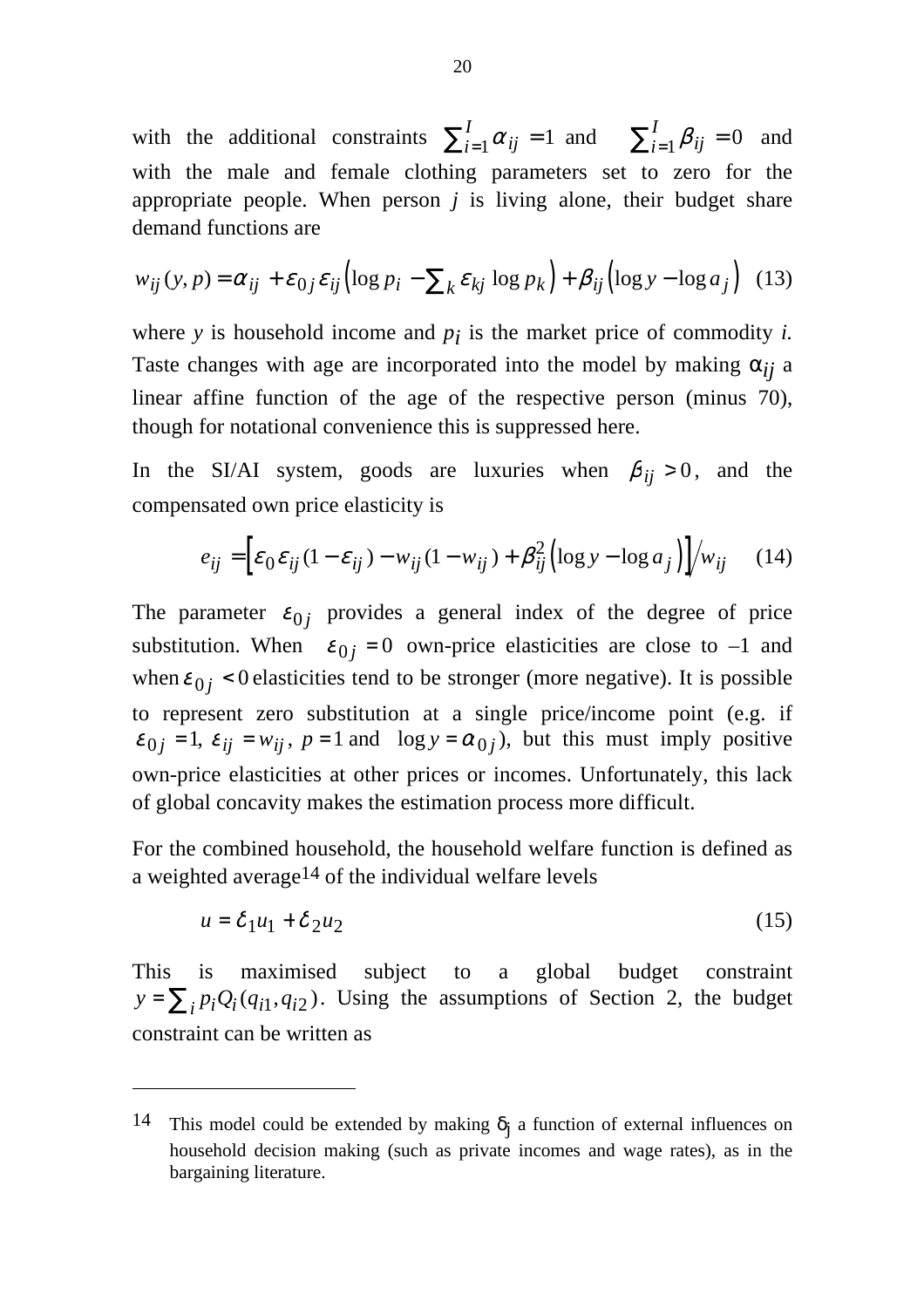with the additional constraints $\sum_{i=1}^{I} \alpha_{ij} = 1$ and $\sum_{i=1}^{I} \beta_{ij} = 0$ and with the male and female clothing parameters set to zero for the appropriate people. When person $j$ is living alone, their budget share demand functions are

$$w_{ij}(y, p) = \alpha_{ij} + \varepsilon_{0j} \varepsilon_{ij} \left( \log p_i - \sum_k \varepsilon_{kj} \log p_k \right) + \beta_{ij} \left( \log y - \log a_j \right) \quad (13)$$

where $y$ is household income and $p_i$ is the market price of commodity $i$. Taste changes with age are incorporated into the model by making $\alpha_{ij}$ a linear affine function of the age of the respective person (minus 70), though for notational convenience this is suppressed here.

In the SI/AI system, goods are luxuries when $\beta_{ij} > 0$, and the compensated own price elasticity is

$$e_{ij} = \left[ \varepsilon_0 \varepsilon_{ij} (1 - \varepsilon_{ij}) - w_{ij} (1 - w_{ij}) + \beta_{ij}^2 \left( \log y - \log a_j \right) \right] \Big/ w_{ij} \quad (14)$$

The parameter $\varepsilon_{0j}$ provides a general index of the degree of price substitution. When $\varepsilon_{0j} = 0$ own-price elasticities are close to –1 and when $\varepsilon_{0j} < 0$ elasticities tend to be stronger (more negative). It is possible to represent zero substitution at a single price/income point (e.g. if $\varepsilon_{0j} = 1$, $\varepsilon_{ij} = w_{ij}$, $p = 1$ and $\log y = \alpha_{0j}$), but this must imply positive own-price elasticities at other prices or incomes. Unfortunately, this lack of global concavity makes the estimation process more difficult.

For the combined household, the household welfare function is defined as a weighted average[14] of the individual welfare levels

$$u = \delta_1 u_1 + \delta_2 u_2 \quad (15)$$

This is maximised subject to a global budget constraint $y = \sum_i p_i Q_i(q_{i1}, q_{i2})$. Using the assumptions of Section 2, the budget constraint can be written as

---

[14] This model could be extended by making $\delta_j$ a function of external influences on household decision making (such as private incomes and wage rates), as in the bargaining literature.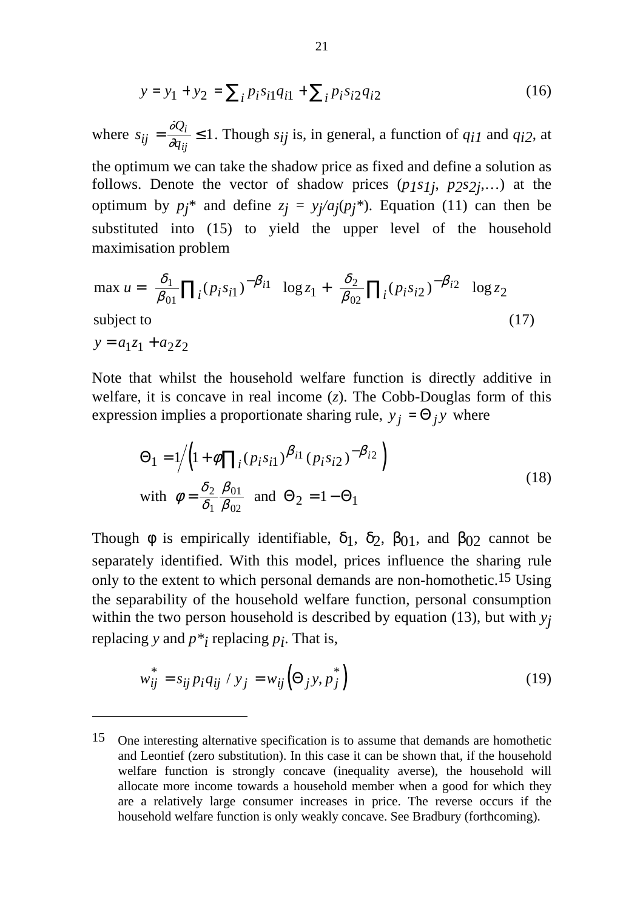$$y = y_1 + y_2 = \sum_i p_i s_{i1} q_{i1} + \sum_i p_i s_{i2} q_{i2} \tag{16}$$

where $s_{ij} = \frac{\partial Q_i}{\partial q_{ij}} \leq 1$. Though $s_{ij}$ is, in general, a function of $q_{i1}$ and $q_{i2}$, at the optimum we can take the shadow price as fixed and define a solution as follows. Denote the vector of shadow prices ($p_1 s_{1j}$, $p_2 s_{2j}$,…) at the optimum by $p_j^*$ and define $z_j = y_j / a_j(p_j^*)$. Equation (11) can then be substituted into (15) to yield the upper level of the household maximisation problem

$$\max u = \frac{\delta_1}{\beta_{01}} \prod_i (p_i s_{i1})^{-\beta_{i1}} \log z_1 + \frac{\delta_2}{\beta_{02}} \prod_i (p_i s_{i2})^{-\beta_{i2}} \log z_2$$

subject to (17)

$$y = a_1 z_1 + a_2 z_2$$

Note that whilst the household welfare function is directly additive in welfare, it is concave in real income ($z$). The Cobb-Douglas form of this expression implies a proportionate sharing rule, $y_j = \Theta_j y$ where

$$\Theta_1 = 1 \Big/ \left(1 + \phi \prod_i (p_i s_{i1})^{\beta_{i1}} (p_i s_{i2})^{-\beta_{i2}}\right)$$
$$\text{with } \phi = \frac{\delta_2}{\delta_1} \frac{\beta_{01}}{\beta_{02}} \text{ and } \Theta_2 = 1 - \Theta_1 \tag{18}$$

Though $\phi$ is empirically identifiable, $\delta_1$, $\delta_2$, $\beta_{01}$, and $\beta_{02}$ cannot be separately identified. With this model, prices influence the sharing rule only to the extent to which personal demands are non-homothetic.[15] Using the separability of the household welfare function, personal consumption within the two person household is described by equation (13), but with $y_j$ replacing $y$ and $p^*_i$ replacing $p_i$. That is,

$$w_{ij}^* = s_{ij} p_i q_{ij} / y_j = w_{ij}\left(\Theta_j y, p_j^*\right) \tag{19}$$

---

[15] One interesting alternative specification is to assume that demands are homothetic and Leontief (zero substitution). In this case it can be shown that, if the household welfare function is strongly concave (inequality averse), the household will allocate more income towards a household member when a good for which they are a relatively large consumer increases in price. The reverse occurs if the household welfare function is only weakly concave. See Bradbury (forthcoming).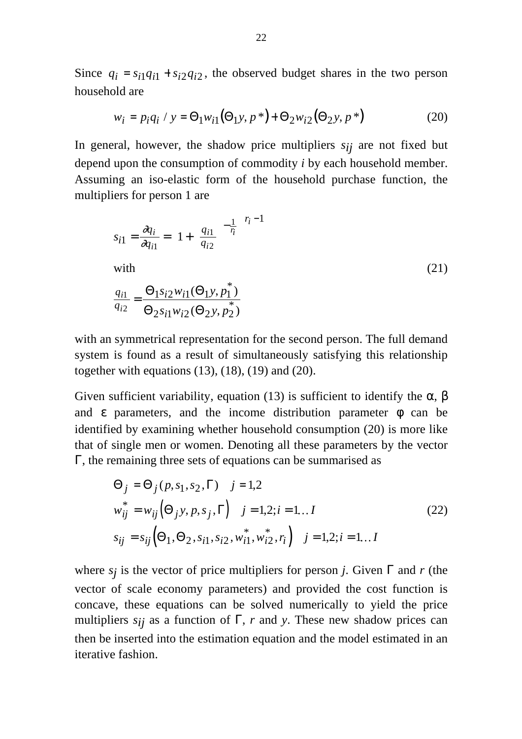Since $q_i = s_{i1}q_{i1} + s_{i2}q_{i2}$, the observed budget shares in the two person household are

$$w_i = p_i q_i / y = \Theta_1 w_{i1}\left(\Theta_1 y, p*\right) + \Theta_2 w_{i2}\left(\Theta_2 y, p*\right) \tag{20}$$

In general, however, the shadow price multipliers $s_{ij}$ are not fixed but depend upon the consumption of commodity *i* by each household member. Assuming an iso-elastic form of the household purchase function, the multipliers for person 1 are

$$s_{i1} = \frac{\partial q_i}{\partial q_{i1}} = \left(1 + \left(\frac{q_{i1}}{q_{i2}}\right)^{-\frac{1}{r_i}}\right)^{r_i - 1}$$

with (21)

$$\frac{q_{i1}}{q_{i2}} = \frac{\Theta_1 s_{i2} w_{i1}(\Theta_1 y, p_1^*)}{\Theta_2 s_{i1} w_{i2}(\Theta_2 y, p_2^*)}$$

with an symmetrical representation for the second person. The full demand system is found as a result of simultaneously satisfying this relationship together with equations (13), (18), (19) and (20).

Given sufficient variability, equation (13) is sufficient to identify the α, β and ε parameters, and the income distribution parameter φ can be identified by examining whether household consumption (20) is more like that of single men or women. Denoting all these parameters by the vector Γ, the remaining three sets of equations can be summarised as

$$\begin{aligned} &\Theta_j = \Theta_j(p, s_1, s_2, \Gamma) \quad j = 1,2 \\ &w_{ij}^* = w_{ij}\left(\Theta_j y, p, s_j, \Gamma\right) \quad j = 1,2; i = 1\ldots I \\ &s_{ij} = s_{ij}\left(\Theta_1, \Theta_2, s_{i1}, s_{i2}, w_{i1}^*, w_{i2}^*, r_i\right) \quad j = 1,2; i = 1\ldots I \end{aligned} \tag{22}$$

where $s_j$ is the vector of price multipliers for person *j*. Given Γ and *r* (the vector of scale economy parameters) and provided the cost function is concave, these equations can be solved numerically to yield the price multipliers $s_{ij}$ as a function of Γ, *r* and *y*. These new shadow prices can then be inserted into the estimation equation and the model estimated in an iterative fashion.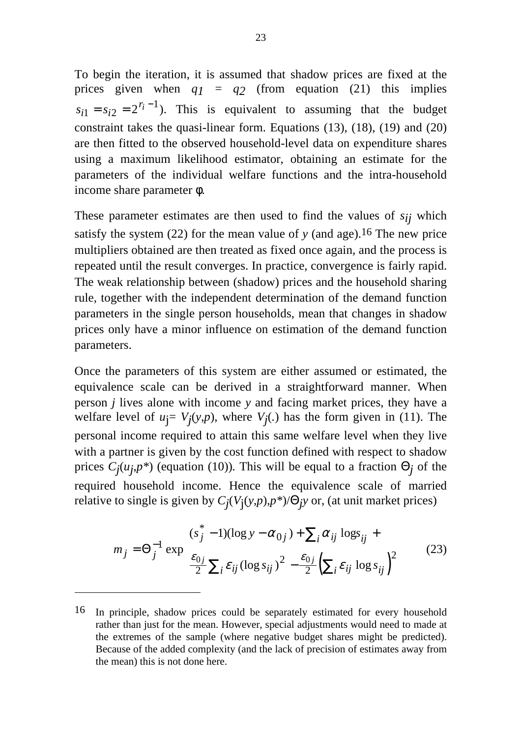To begin the iteration, it is assumed that shadow prices are fixed at the prices given when $q_1 = q_2$ (from equation (21) this implies $s_{i1} = s_{i2} = 2^{r_i - 1}$). This is equivalent to assuming that the budget constraint takes the quasi-linear form. Equations (13), (18), (19) and (20) are then fitted to the observed household-level data on expenditure shares using a maximum likelihood estimator, obtaining an estimate for the parameters of the individual welfare functions and the intra-household income share parameter $\phi$.

These parameter estimates are then used to find the values of $s_{ij}$ which satisfy the system (22) for the mean value of $y$ (and age).[16] The new price multipliers obtained are then treated as fixed once again, and the process is repeated until the result converges. In practice, convergence is fairly rapid. The weak relationship between (shadow) prices and the household sharing rule, together with the independent determination of the demand function parameters in the single person households, mean that changes in shadow prices only have a minor influence on estimation of the demand function parameters.

Once the parameters of this system are either assumed or estimated, the equivalence scale can be derived in a straightforward manner. When person $j$ lives alone with income $y$ and facing market prices, they have a welfare level of $u_j = V_j(y,p)$, where $V_j(.)$ has the form given in (11). The personal income required to attain this same welfare level when they live with a partner is given by the cost function defined with respect to shadow prices $C_j(u_j,p^*)$ (equation (10)). This will be equal to a fraction $\Theta_j$ of the required household income. Hence the equivalence scale of married relative to single is given by $C_j(V_j(y,p),p^*)/\Theta_j y$ or, (at unit market prices)

$$m_j = \Theta_j^{-1} \exp \left[ \begin{array}{l} (s_j^* - 1)(\log y - \alpha_{0j}) + \sum_i \alpha_{ij} \log s_{ij} + \\ \frac{\varepsilon_{0j}}{2} \sum_i \varepsilon_{ij} (\log s_{ij})^2 - \frac{\varepsilon_{0j}}{2} \left( \sum_i \varepsilon_{ij} \log s_{ij} \right)^2 \end{array} \right] \tag{23}$$

---

16 In principle, shadow prices could be separately estimated for every household rather than just for the mean. However, special adjustments would need to made at the extremes of the sample (where negative budget shares might be predicted). Because of the added complexity (and the lack of precision of estimates away from the mean) this is not done here.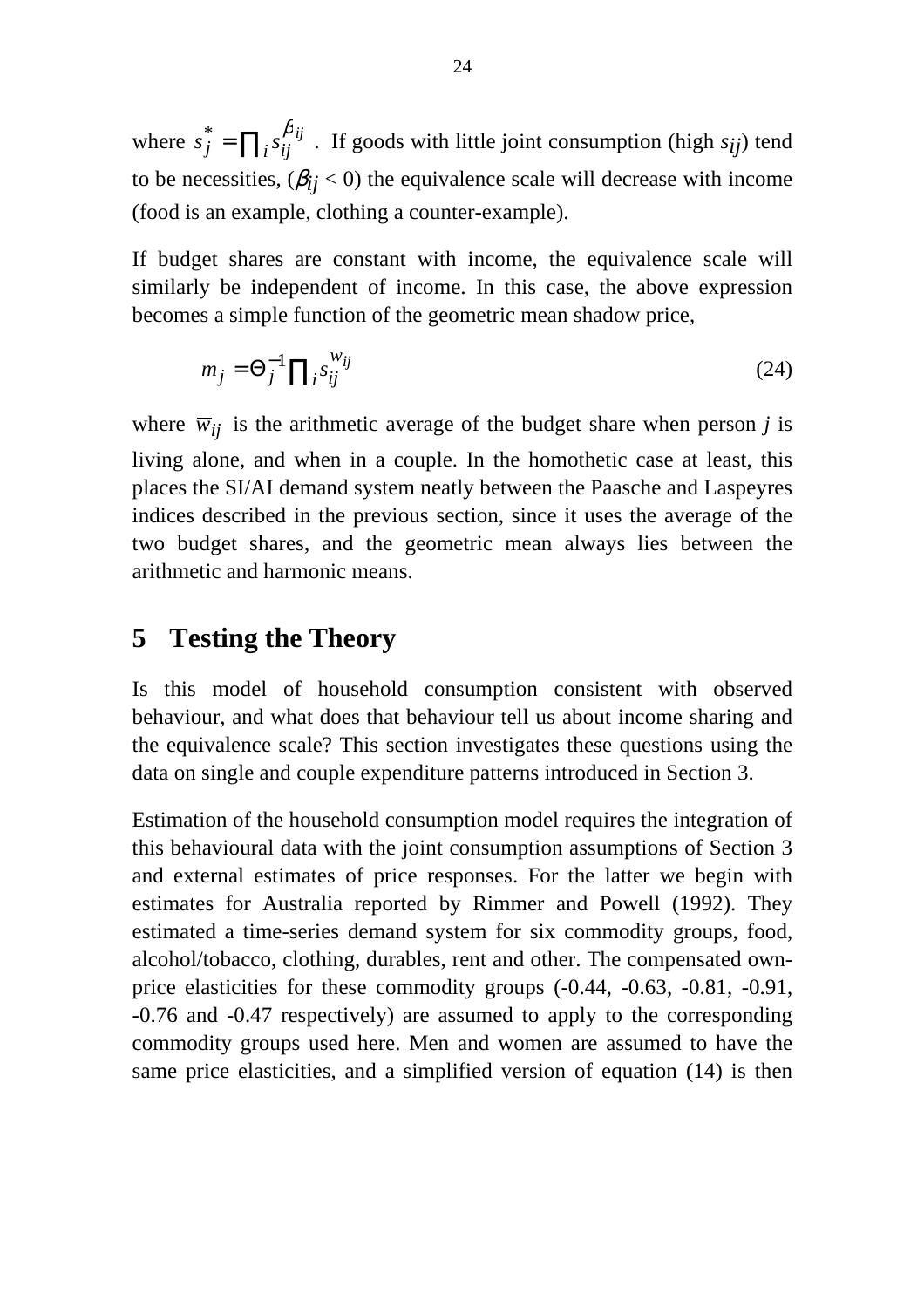where $s_j^* = \prod_i s_{ij}^{\beta_{ij}}$. If goods with little joint consumption (high $s_{ij}$) tend to be necessities, ($\beta_{ij} < 0$) the equivalence scale will decrease with income (food is an example, clothing a counter-example).

If budget shares are constant with income, the equivalence scale will similarly be independent of income. In this case, the above expression becomes a simple function of the geometric mean shadow price,

$$m_j = \Theta_j^{-1} \prod_i s_{ij}^{\overline{w}_{ij}} \tag{24}$$

where $\overline{w}_{ij}$ is the arithmetic average of the budget share when person *j* is living alone, and when in a couple. In the homothetic case at least, this places the SI/AI demand system neatly between the Paasche and Laspeyres indices described in the previous section, since it uses the average of the two budget shares, and the geometric mean always lies between the arithmetic and harmonic means.

## 5 Testing the Theory

Is this model of household consumption consistent with observed behaviour, and what does that behaviour tell us about income sharing and the equivalence scale? This section investigates these questions using the data on single and couple expenditure patterns introduced in Section 3.

Estimation of the household consumption model requires the integration of this behavioural data with the joint consumption assumptions of Section 3 and external estimates of price responses. For the latter we begin with estimates for Australia reported by Rimmer and Powell (1992). They estimated a time-series demand system for six commodity groups, food, alcohol/tobacco, clothing, durables, rent and other. The compensated own-price elasticities for these commodity groups (-0.44, -0.63, -0.81, -0.91, -0.76 and -0.47 respectively) are assumed to apply to the corresponding commodity groups used here. Men and women are assumed to have the same price elasticities, and a simplified version of equation (14) is then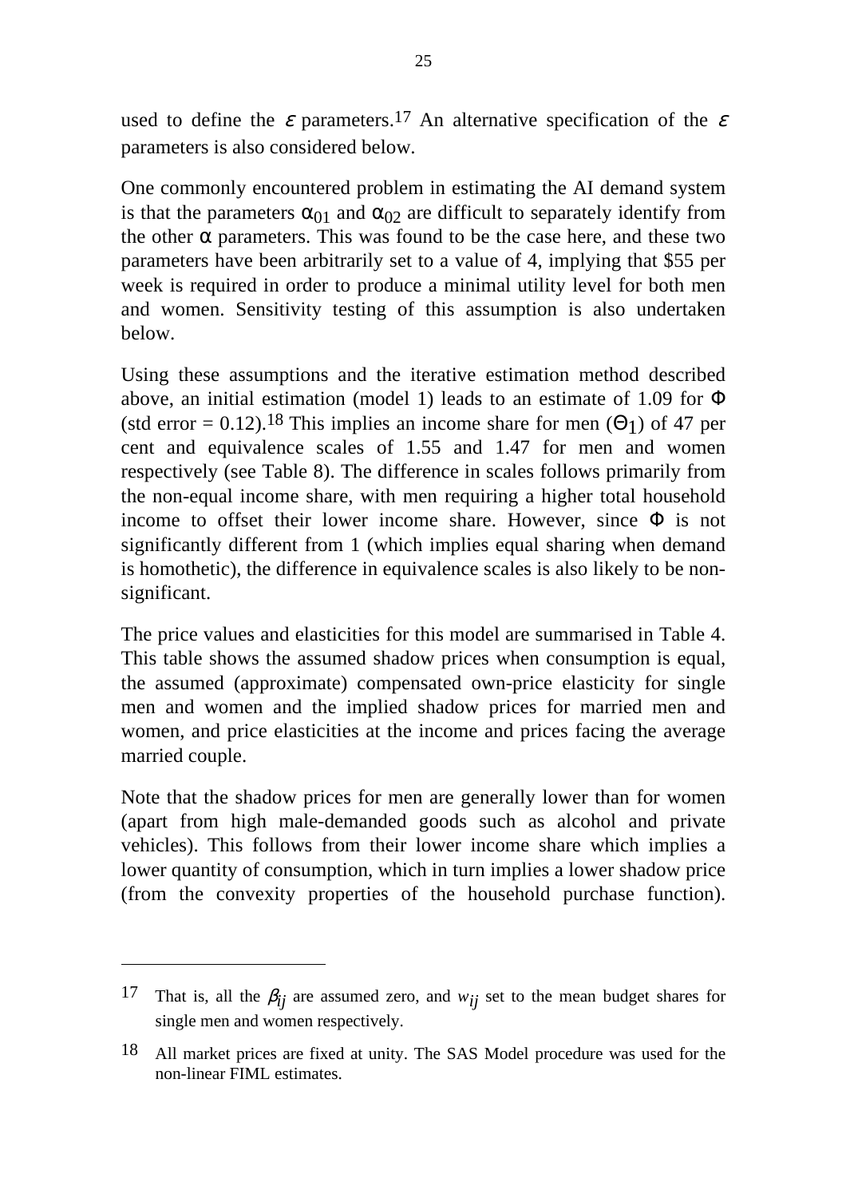used to define the $\varepsilon$ parameters.[17] An alternative specification of the $\varepsilon$ parameters is also considered below.

One commonly encountered problem in estimating the AI demand system is that the parameters $\alpha_{01}$ and $\alpha_{02}$ are difficult to separately identify from the other $\alpha$ parameters. This was found to be the case here, and these two parameters have been arbitrarily set to a value of 4, implying that \$55 per week is required in order to produce a minimal utility level for both men and women. Sensitivity testing of this assumption is also undertaken below.

Using these assumptions and the iterative estimation method described above, an initial estimation (model 1) leads to an estimate of 1.09 for $\Phi$ (std error = 0.12).[18] This implies an income share for men ($\Theta_1$) of 47 per cent and equivalence scales of 1.55 and 1.47 for men and women respectively (see Table 8). The difference in scales follows primarily from the non-equal income share, with men requiring a higher total household income to offset their lower income share. However, since $\Phi$ is not significantly different from 1 (which implies equal sharing when demand is homothetic), the difference in equivalence scales is also likely to be non-significant.

The price values and elasticities for this model are summarised in Table 4. This table shows the assumed shadow prices when consumption is equal, the assumed (approximate) compensated own-price elasticity for single men and women and the implied shadow prices for married men and women, and price elasticities at the income and prices facing the average married couple.

Note that the shadow prices for men are generally lower than for women (apart from high male-demanded goods such as alcohol and private vehicles). This follows from their lower income share which implies a lower quantity of consumption, which in turn implies a lower shadow price (from the convexity properties of the household purchase function).

---

[17] That is, all the $\beta_{ij}$ are assumed zero, and $w_{ij}$ set to the mean budget shares for single men and women respectively.

[18] All market prices are fixed at unity. The SAS Model procedure was used for the non-linear FIML estimates.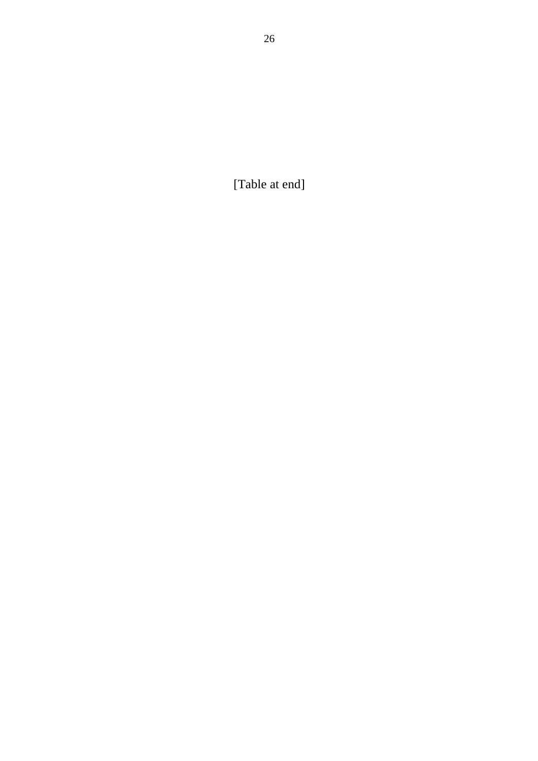[Table at end]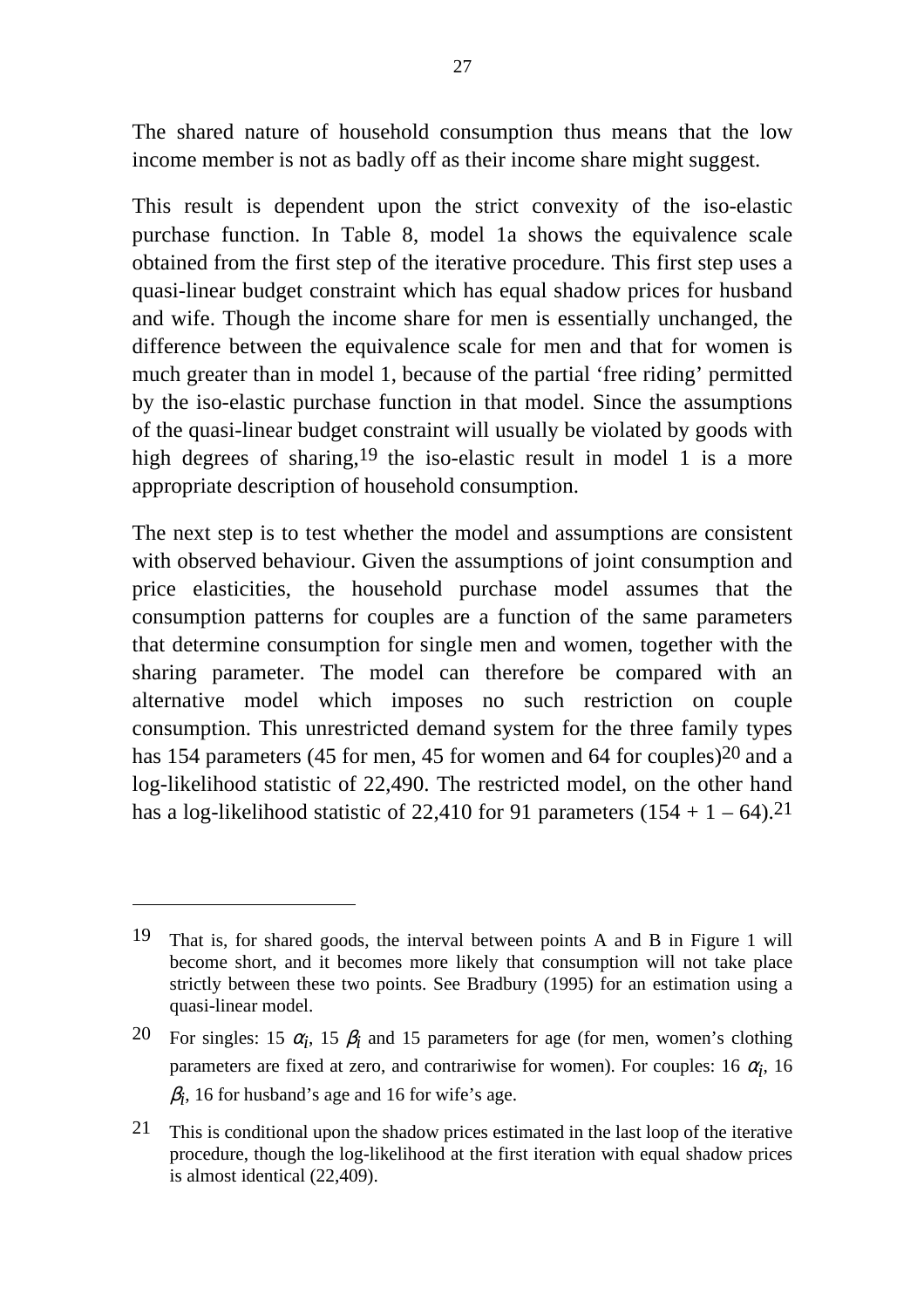The shared nature of household consumption thus means that the low income member is not as badly off as their income share might suggest.

This result is dependent upon the strict convexity of the iso-elastic purchase function. In Table 8, model 1a shows the equivalence scale obtained from the first step of the iterative procedure. This first step uses a quasi-linear budget constraint which has equal shadow prices for husband and wife. Though the income share for men is essentially unchanged, the difference between the equivalence scale for men and that for women is much greater than in model 1, because of the partial 'free riding' permitted by the iso-elastic purchase function in that model. Since the assumptions of the quasi-linear budget constraint will usually be violated by goods with high degrees of sharing,[19] the iso-elastic result in model 1 is a more appropriate description of household consumption.

The next step is to test whether the model and assumptions are consistent with observed behaviour. Given the assumptions of joint consumption and price elasticities, the household purchase model assumes that the consumption patterns for couples are a function of the same parameters that determine consumption for single men and women, together with the sharing parameter. The model can therefore be compared with an alternative model which imposes no such restriction on couple consumption. This unrestricted demand system for the three family types has 154 parameters (45 for men, 45 for women and 64 for couples)[20] and a log-likelihood statistic of 22,490. The restricted model, on the other hand has a log-likelihood statistic of 22,410 for 91 parameters (154 + 1 – 64).[21]

---

[19] That is, for shared goods, the interval between points A and B in Figure 1 will become short, and it becomes more likely that consumption will not take place strictly between these two points. See Bradbury (1995) for an estimation using a quasi-linear model.

[20] For singles: 15 $\alpha_i$, 15 $\beta_i$ and 15 parameters for age (for men, women's clothing parameters are fixed at zero, and contrariwise for women). For couples: 16 $\alpha_i$, 16 $\beta_i$, 16 for husband's age and 16 for wife's age.

[21] This is conditional upon the shadow prices estimated in the last loop of the iterative procedure, though the log-likelihood at the first iteration with equal shadow prices is almost identical (22,409).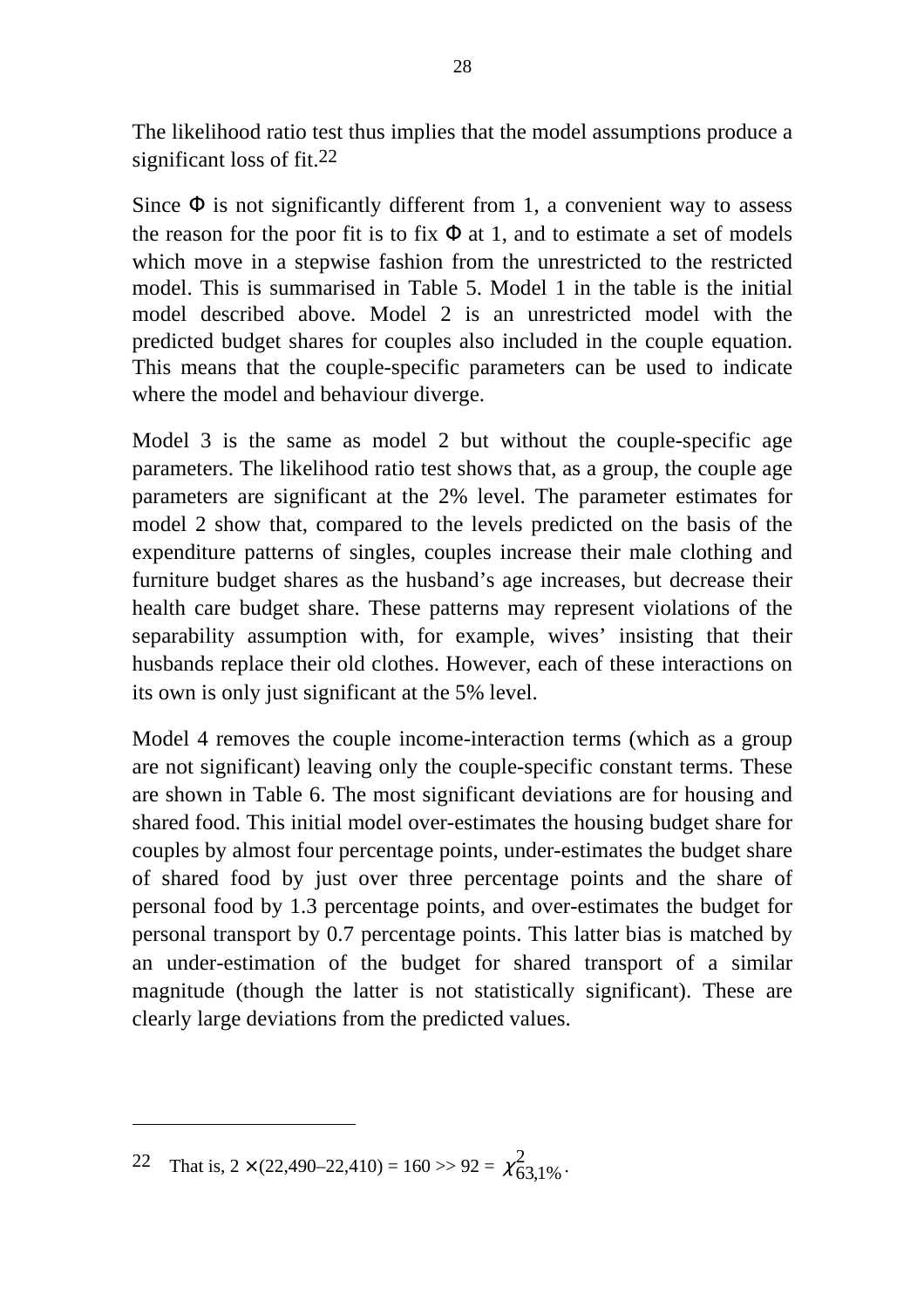The likelihood ratio test thus implies that the model assumptions produce a significant loss of fit.[22]

Since $\Phi$ is not significantly different from 1, a convenient way to assess the reason for the poor fit is to fix $\Phi$ at 1, and to estimate a set of models which move in a stepwise fashion from the unrestricted to the restricted model. This is summarised in Table 5. Model 1 in the table is the initial model described above. Model 2 is an unrestricted model with the predicted budget shares for couples also included in the couple equation. This means that the couple-specific parameters can be used to indicate where the model and behaviour diverge.

Model 3 is the same as model 2 but without the couple-specific age parameters. The likelihood ratio test shows that, as a group, the couple age parameters are significant at the 2% level. The parameter estimates for model 2 show that, compared to the levels predicted on the basis of the expenditure patterns of singles, couples increase their male clothing and furniture budget shares as the husband's age increases, but decrease their health care budget share. These patterns may represent violations of the separability assumption with, for example, wives' insisting that their husbands replace their old clothes. However, each of these interactions on its own is only just significant at the 5% level.

Model 4 removes the couple income-interaction terms (which as a group are not significant) leaving only the couple-specific constant terms. These are shown in Table 6. The most significant deviations are for housing and shared food. This initial model over-estimates the housing budget share for couples by almost four percentage points, under-estimates the budget share of shared food by just over three percentage points and the share of personal food by 1.3 percentage points, and over-estimates the budget for personal transport by 0.7 percentage points. This latter bias is matched by an under-estimation of the budget for shared transport of a similar magnitude (though the latter is not statistically significant). These are clearly large deviations from the predicted values.

---

[22] That is, $2 \times (22{,}490 – 22{,}410) = 160 >> 92 = \chi^2_{63,1\%}$.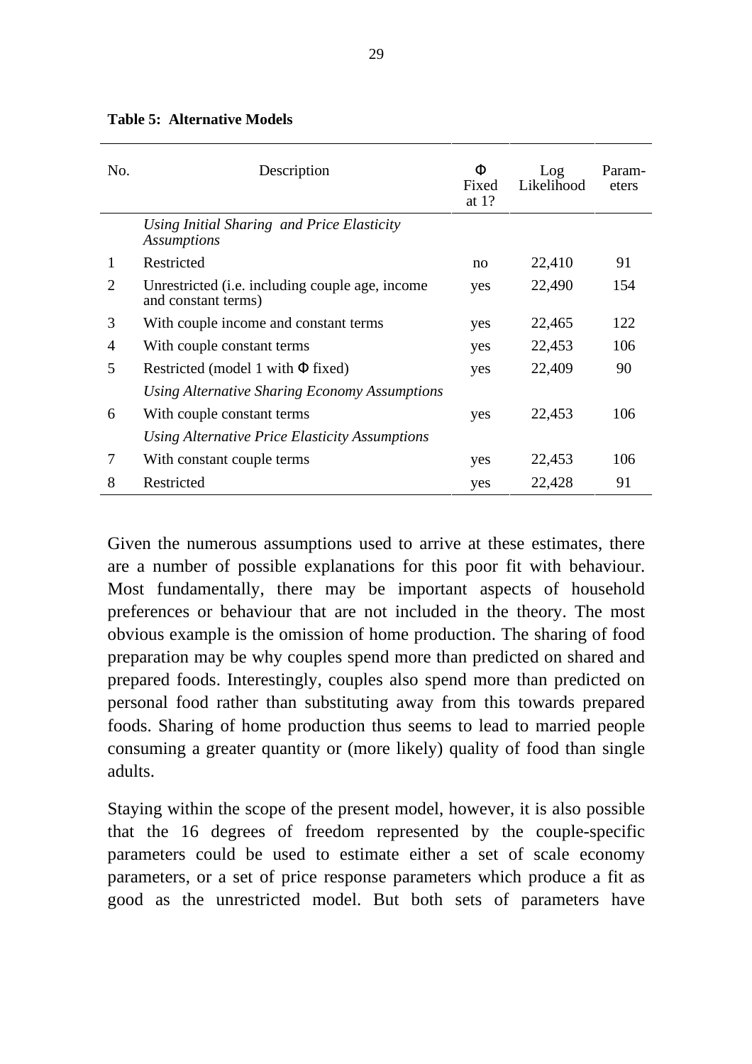**Table 5: Alternative Models**

| No. | Description | Φ Fixed at 1? | Log Likelihood | Param-eters |
|---|---|---|---|---|
| | *Using Initial Sharing and Price Elasticity Assumptions* | | | |
| 1 | Restricted | no | 22,410 | 91 |
| 2 | Unrestricted (i.e. including couple age, income and constant terms) | yes | 22,490 | 154 |
| 3 | With couple income and constant terms | yes | 22,465 | 122 |
| 4 | With couple constant terms | yes | 22,453 | 106 |
| 5 | Restricted (model 1 with Φ fixed) | yes | 22,409 | 90 |
| | *Using Alternative Sharing Economy Assumptions* | | | |
| 6 | With couple constant terms | yes | 22,453 | 106 |
| | *Using Alternative Price Elasticity Assumptions* | | | |
| 7 | With constant couple terms | yes | 22,453 | 106 |
| 8 | Restricted | yes | 22,428 | 91 |

Given the numerous assumptions used to arrive at these estimates, there are a number of possible explanations for this poor fit with behaviour. Most fundamentally, there may be important aspects of household preferences or behaviour that are not included in the theory. The most obvious example is the omission of home production. The sharing of food preparation may be why couples spend more than predicted on shared and prepared foods. Interestingly, couples also spend more than predicted on personal food rather than substituting away from this towards prepared foods. Sharing of home production thus seems to lead to married people consuming a greater quantity or (more likely) quality of food than single adults.

Staying within the scope of the present model, however, it is also possible that the 16 degrees of freedom represented by the couple-specific parameters could be used to estimate either a set of scale economy parameters, or a set of price response parameters which produce a fit as good as the unrestricted model. But both sets of parameters have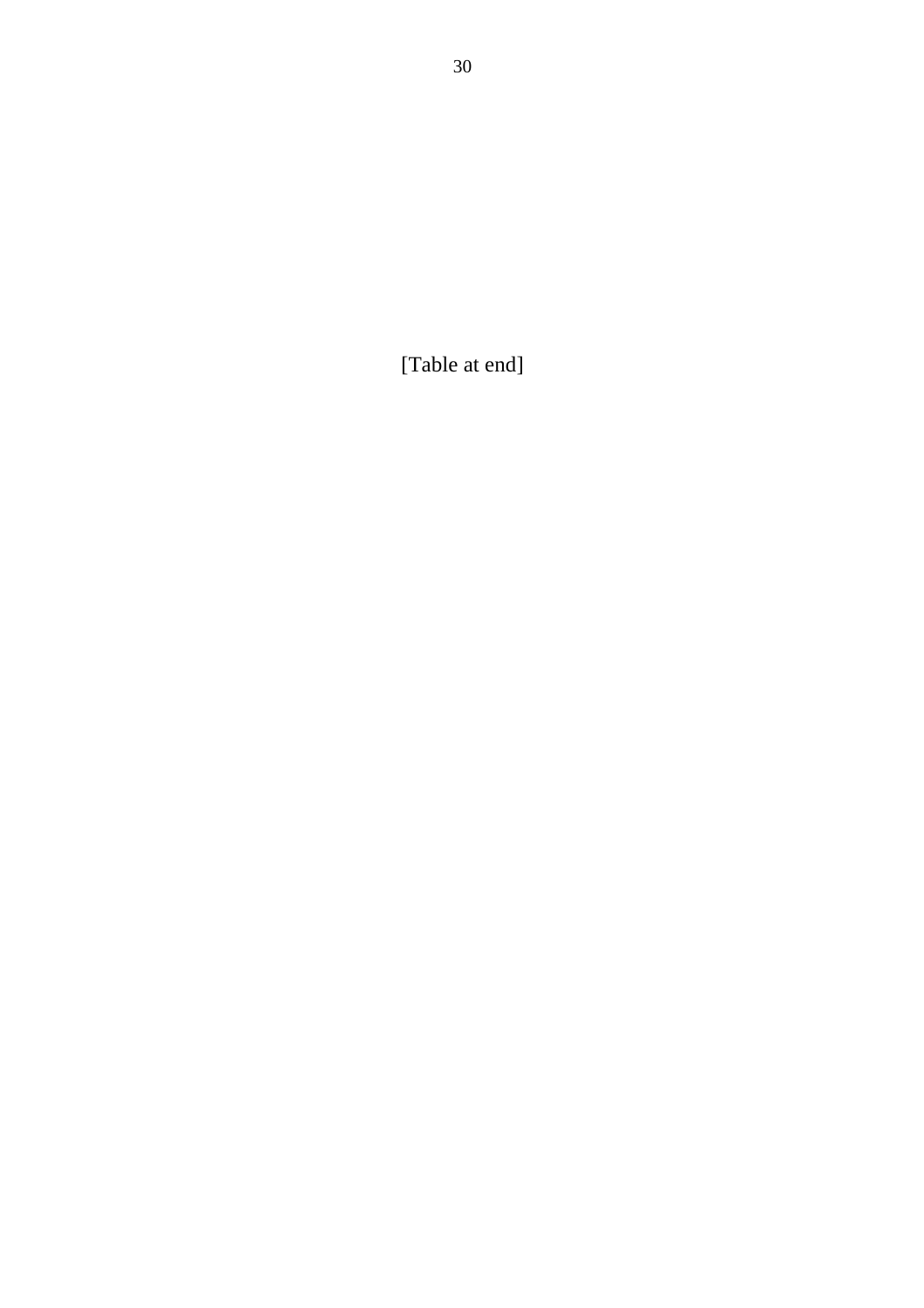[Table at end]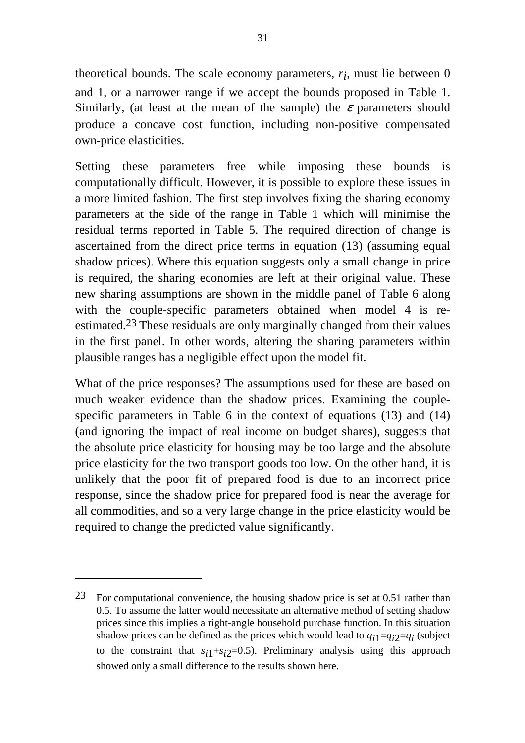theoretical bounds. The scale economy parameters, $r_i$, must lie between 0 and 1, or a narrower range if we accept the bounds proposed in Table 1. Similarly, (at least at the mean of the sample) the $\varepsilon$ parameters should produce a concave cost function, including non-positive compensated own-price elasticities.

Setting these parameters free while imposing these bounds is computationally difficult. However, it is possible to explore these issues in a more limited fashion. The first step involves fixing the sharing economy parameters at the side of the range in Table 1 which will minimise the residual terms reported in Table 5. The required direction of change is ascertained from the direct price terms in equation (13) (assuming equal shadow prices). Where this equation suggests only a small change in price is required, the sharing economies are left at their original value. These new sharing assumptions are shown in the middle panel of Table 6 along with the couple-specific parameters obtained when model 4 is re-estimated.[23] These residuals are only marginally changed from their values in the first panel. In other words, altering the sharing parameters within plausible ranges has a negligible effect upon the model fit.

What of the price responses? The assumptions used for these are based on much weaker evidence than the shadow prices. Examining the couple-specific parameters in Table 6 in the context of equations (13) and (14) (and ignoring the impact of real income on budget shares), suggests that the absolute price elasticity for housing may be too large and the absolute price elasticity for the two transport goods too low. On the other hand, it is unlikely that the poor fit of prepared food is due to an incorrect price response, since the shadow price for prepared food is near the average for all commodities, and so a very large change in the price elasticity would be required to change the predicted value significantly.

---

[23] For computational convenience, the housing shadow price is set at 0.51 rather than 0.5. To assume the latter would necessitate an alternative method of setting shadow prices since this implies a right-angle household purchase function. In this situation shadow prices can be defined as the prices which would lead to $q_{i1}=q_{i2}=q_i$ (subject to the constraint that $s_{i1}+s_{i2}=0.5$). Preliminary analysis using this approach showed only a small difference to the results shown here.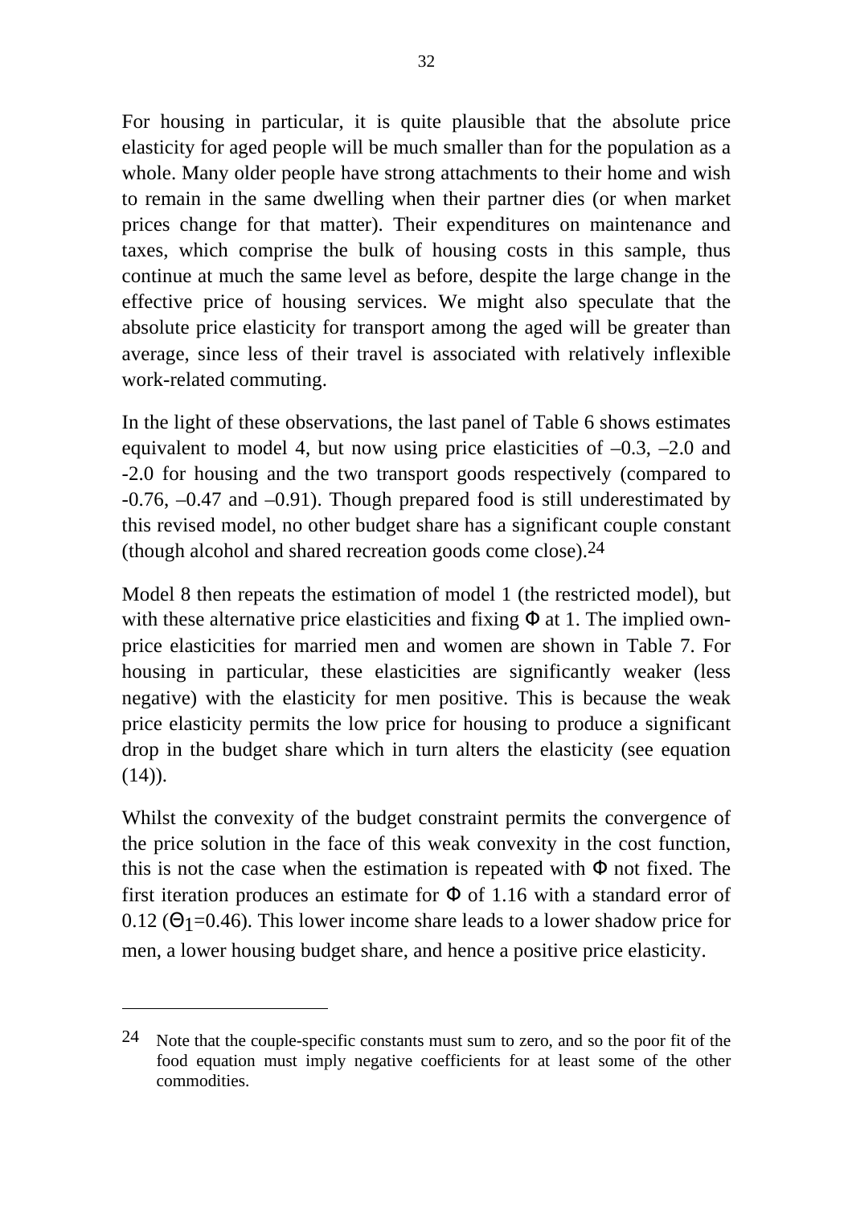For housing in particular, it is quite plausible that the absolute price elasticity for aged people will be much smaller than for the population as a whole. Many older people have strong attachments to their home and wish to remain in the same dwelling when their partner dies (or when market prices change for that matter). Their expenditures on maintenance and taxes, which comprise the bulk of housing costs in this sample, thus continue at much the same level as before, despite the large change in the effective price of housing services. We might also speculate that the absolute price elasticity for transport among the aged will be greater than average, since less of their travel is associated with relatively inflexible work-related commuting.

In the light of these observations, the last panel of Table 6 shows estimates equivalent to model 4, but now using price elasticities of –0.3, –2.0 and -2.0 for housing and the two transport goods respectively (compared to -0.76, –0.47 and –0.91). Though prepared food is still underestimated by this revised model, no other budget share has a significant couple constant (though alcohol and shared recreation goods come close).[24]

Model 8 then repeats the estimation of model 1 (the restricted model), but with these alternative price elasticities and fixing $\Phi$ at 1. The implied own-price elasticities for married men and women are shown in Table 7. For housing in particular, these elasticities are significantly weaker (less negative) with the elasticity for men positive. This is because the weak price elasticity permits the low price for housing to produce a significant drop in the budget share which in turn alters the elasticity (see equation (14)).

Whilst the convexity of the budget constraint permits the convergence of the price solution in the face of this weak convexity in the cost function, this is not the case when the estimation is repeated with $\Phi$ not fixed. The first iteration produces an estimate for $\Phi$ of 1.16 with a standard error of 0.12 ($\Theta_1$=0.46). This lower income share leads to a lower shadow price for men, a lower housing budget share, and hence a positive price elasticity.

---

[24] Note that the couple-specific constants must sum to zero, and so the poor fit of the food equation must imply negative coefficients for at least some of the other commodities.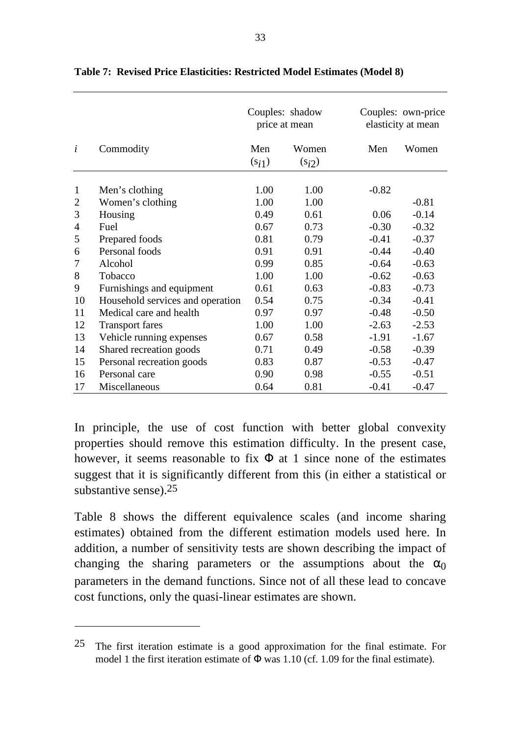**Table 7: Revised Price Elasticities: Restricted Model Estimates (Model 8)**

| | | Couples: shadow price at mean | | Couples: own-price elasticity at mean | |
|---|---|---|---|---|---|
| $i$ | Commodity | Men ($s_{i1}$) | Women ($s_{i2}$) | Men | Women |
| 1 | Men's clothing | 1.00 | 1.00 | -0.82 | |
| 2 | Women's clothing | 1.00 | 1.00 | | -0.81 |
| 3 | Housing | 0.49 | 0.61 | 0.06 | -0.14 |
| 4 | Fuel | 0.67 | 0.73 | -0.30 | -0.32 |
| 5 | Prepared foods | 0.81 | 0.79 | -0.41 | -0.37 |
| 6 | Personal foods | 0.91 | 0.91 | -0.44 | -0.40 |
| 7 | Alcohol | 0.99 | 0.85 | -0.64 | -0.63 |
| 8 | Tobacco | 1.00 | 1.00 | -0.62 | -0.63 |
| 9 | Furnishings and equipment | 0.61 | 0.63 | -0.83 | -0.73 |
| 10 | Household services and operation | 0.54 | 0.75 | -0.34 | -0.41 |
| 11 | Medical care and health | 0.97 | 0.97 | -0.48 | -0.50 |
| 12 | Transport fares | 1.00 | 1.00 | -2.63 | -2.53 |
| 13 | Vehicle running expenses | 0.67 | 0.58 | -1.91 | -1.67 |
| 14 | Shared recreation goods | 0.71 | 0.49 | -0.58 | -0.39 |
| 15 | Personal recreation goods | 0.83 | 0.87 | -0.53 | -0.47 |
| 16 | Personal care | 0.90 | 0.98 | -0.55 | -0.51 |
| 17 | Miscellaneous | 0.64 | 0.81 | -0.41 | -0.47 |

In principle, the use of cost function with better global convexity properties should remove this estimation difficulty. In the present case, however, it seems reasonable to fix $\Phi$ at 1 since none of the estimates suggest that it is significantly different from this (in either a statistical or substantive sense).[25]

Table 8 shows the different equivalence scales (and income sharing estimates) obtained from the different estimation models used here. In addition, a number of sensitivity tests are shown describing the impact of changing the sharing parameters or the assumptions about the $\alpha_0$ parameters in the demand functions. Since not of all these lead to concave cost functions, only the quasi-linear estimates are shown.

---

[25] The first iteration estimate is a good approximation for the final estimate. For model 1 the first iteration estimate of $\Phi$ was 1.10 (cf. 1.09 for the final estimate).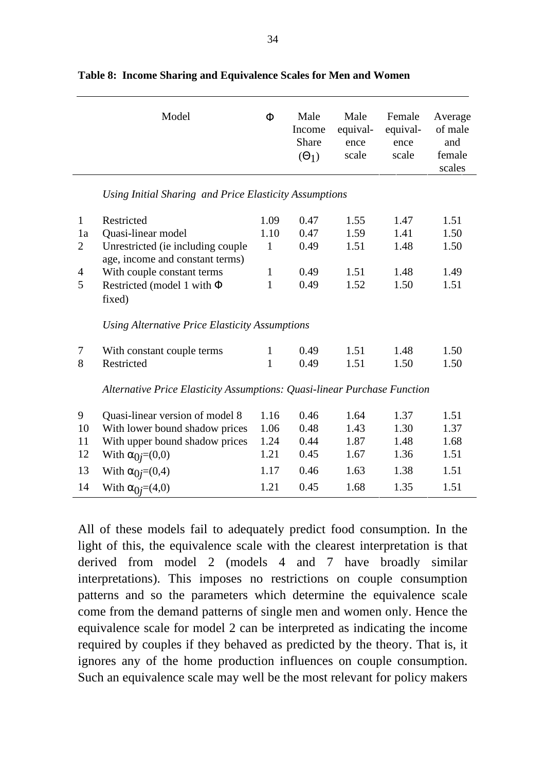**Table 8: Income Sharing and Equivalence Scales for Men and Women**

| | Model | $\Phi$ | Male Income Share ($\Theta_1$) | Male equivalence scale | Female equivalence scale | Average of male and female scales |
|---|---|---|---|---|---|---|
| | *Using Initial Sharing and Price Elasticity Assumptions* | | | | | |
| 1 | Restricted | 1.09 | 0.47 | 1.55 | 1.47 | 1.51 |
| 1a | Quasi-linear model | 1.10 | 0.47 | 1.59 | 1.41 | 1.50 |
| 2 | Unrestricted (ie including couple age, income and constant terms) | 1 | 0.49 | 1.51 | 1.48 | 1.50 |
| 4 | With couple constant terms | 1 | 0.49 | 1.51 | 1.48 | 1.49 |
| 5 | Restricted (model 1 with $\Phi$ fixed) | 1 | 0.49 | 1.52 | 1.50 | 1.51 |
| | *Using Alternative Price Elasticity Assumptions* | | | | | |
| 7 | With constant couple terms | 1 | 0.49 | 1.51 | 1.48 | 1.50 |
| 8 | Restricted | 1 | 0.49 | 1.51 | 1.50 | 1.50 |
| | *Alternative Price Elasticity Assumptions: Quasi-linear Purchase Function* | | | | | |
| 9 | Quasi-linear version of model 8 | 1.16 | 0.46 | 1.64 | 1.37 | 1.51 |
| 10 | With lower bound shadow prices | 1.06 | 0.48 | 1.43 | 1.30 | 1.37 |
| 11 | With upper bound shadow prices | 1.24 | 0.44 | 1.87 | 1.48 | 1.68 |
| 12 | With $\alpha_{0j}$=(0,0) | 1.21 | 0.45 | 1.67 | 1.36 | 1.51 |
| 13 | With $\alpha_{0j}$=(0,4) | 1.17 | 0.46 | 1.63 | 1.38 | 1.51 |
| 14 | With $\alpha_{0j}$=(4,0) | 1.21 | 0.45 | 1.68 | 1.35 | 1.51 |

All of these models fail to adequately predict food consumption. In the light of this, the equivalence scale with the clearest interpretation is that derived from model 2 (models 4 and 7 have broadly similar interpretations). This imposes no restrictions on couple consumption patterns and so the parameters which determine the equivalence scale come from the demand patterns of single men and women only. Hence the equivalence scale for model 2 can be interpreted as indicating the income required by couples if they behaved as predicted by the theory. That is, it ignores any of the home production influences on couple consumption. Such an equivalence scale may well be the most relevant for policy makers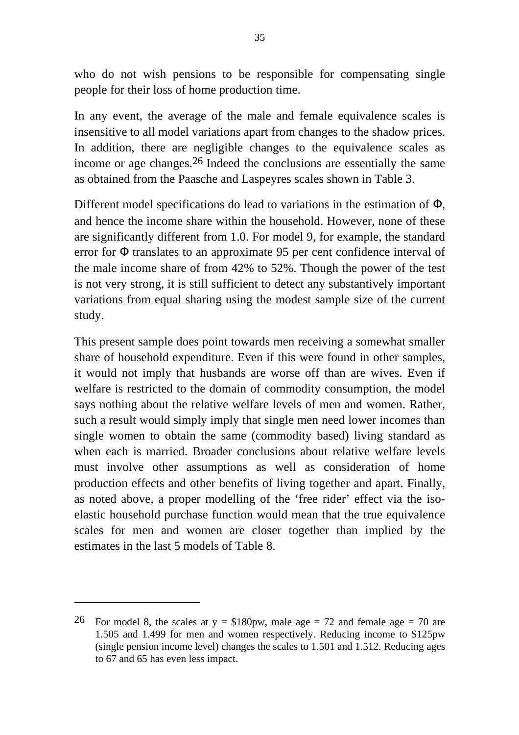who do not wish pensions to be responsible for compensating single people for their loss of home production time.

In any event, the average of the male and female equivalence scales is insensitive to all model variations apart from changes to the shadow prices. In addition, there are negligible changes to the equivalence scales as income or age changes.[26] Indeed the conclusions are essentially the same as obtained from the Paasche and Laspeyres scales shown in Table 3.

Different model specifications do lead to variations in the estimation of $\Phi$, and hence the income share within the household. However, none of these are significantly different from 1.0. For model 9, for example, the standard error for $\Phi$ translates to an approximate 95 per cent confidence interval of the male income share of from 42% to 52%. Though the power of the test is not very strong, it is still sufficient to detect any substantively important variations from equal sharing using the modest sample size of the current study.

This present sample does point towards men receiving a somewhat smaller share of household expenditure. Even if this were found in other samples, it would not imply that husbands are worse off than are wives. Even if welfare is restricted to the domain of commodity consumption, the model says nothing about the relative welfare levels of men and women. Rather, such a result would simply imply that single men need lower incomes than single women to obtain the same (commodity based) living standard as when each is married. Broader conclusions about relative welfare levels must involve other assumptions as well as consideration of home production effects and other benefits of living together and apart. Finally, as noted above, a proper modelling of the 'free rider' effect via the iso-elastic household purchase function would mean that the true equivalence scales for men and women are closer together than implied by the estimates in the last 5 models of Table 8.

---

[26] For model 8, the scales at $y$ = \$180pw, male age = 72 and female age = 70 are 1.505 and 1.499 for men and women respectively. Reducing income to \$125pw (single pension income level) changes the scales to 1.501 and 1.512. Reducing ages to 67 and 65 has even less impact.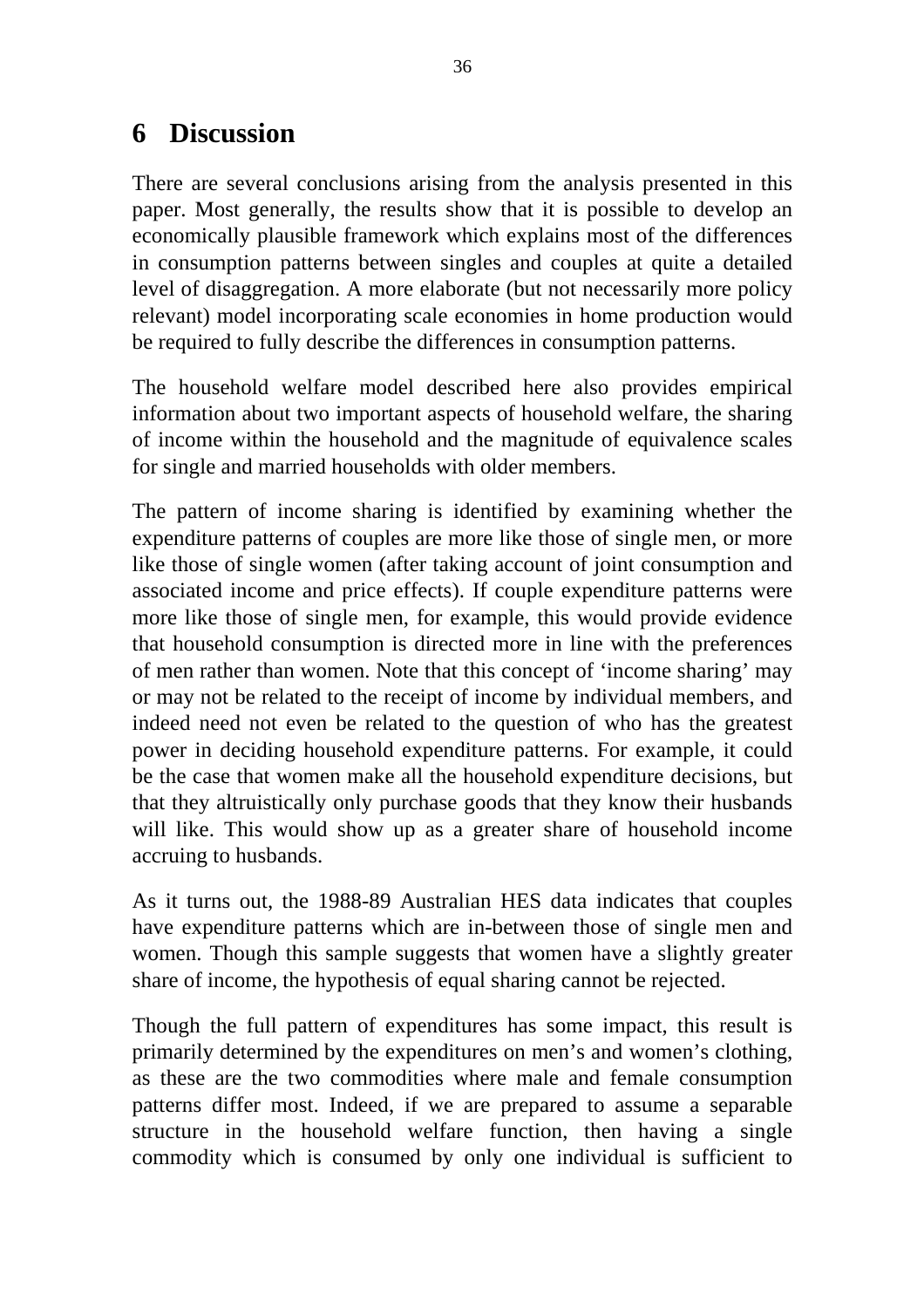# 6 Discussion

There are several conclusions arising from the analysis presented in this paper. Most generally, the results show that it is possible to develop an economically plausible framework which explains most of the differences in consumption patterns between singles and couples at quite a detailed level of disaggregation. A more elaborate (but not necessarily more policy relevant) model incorporating scale economies in home production would be required to fully describe the differences in consumption patterns.

The household welfare model described here also provides empirical information about two important aspects of household welfare, the sharing of income within the household and the magnitude of equivalence scales for single and married households with older members.

The pattern of income sharing is identified by examining whether the expenditure patterns of couples are more like those of single men, or more like those of single women (after taking account of joint consumption and associated income and price effects). If couple expenditure patterns were more like those of single men, for example, this would provide evidence that household consumption is directed more in line with the preferences of men rather than women. Note that this concept of 'income sharing' may or may not be related to the receipt of income by individual members, and indeed need not even be related to the question of who has the greatest power in deciding household expenditure patterns. For example, it could be the case that women make all the household expenditure decisions, but that they altruistically only purchase goods that they know their husbands will like. This would show up as a greater share of household income accruing to husbands.

As it turns out, the 1988-89 Australian HES data indicates that couples have expenditure patterns which are in-between those of single men and women. Though this sample suggests that women have a slightly greater share of income, the hypothesis of equal sharing cannot be rejected.

Though the full pattern of expenditures has some impact, this result is primarily determined by the expenditures on men's and women's clothing, as these are the two commodities where male and female consumption patterns differ most. Indeed, if we are prepared to assume a separable structure in the household welfare function, then having a single commodity which is consumed by only one individual is sufficient to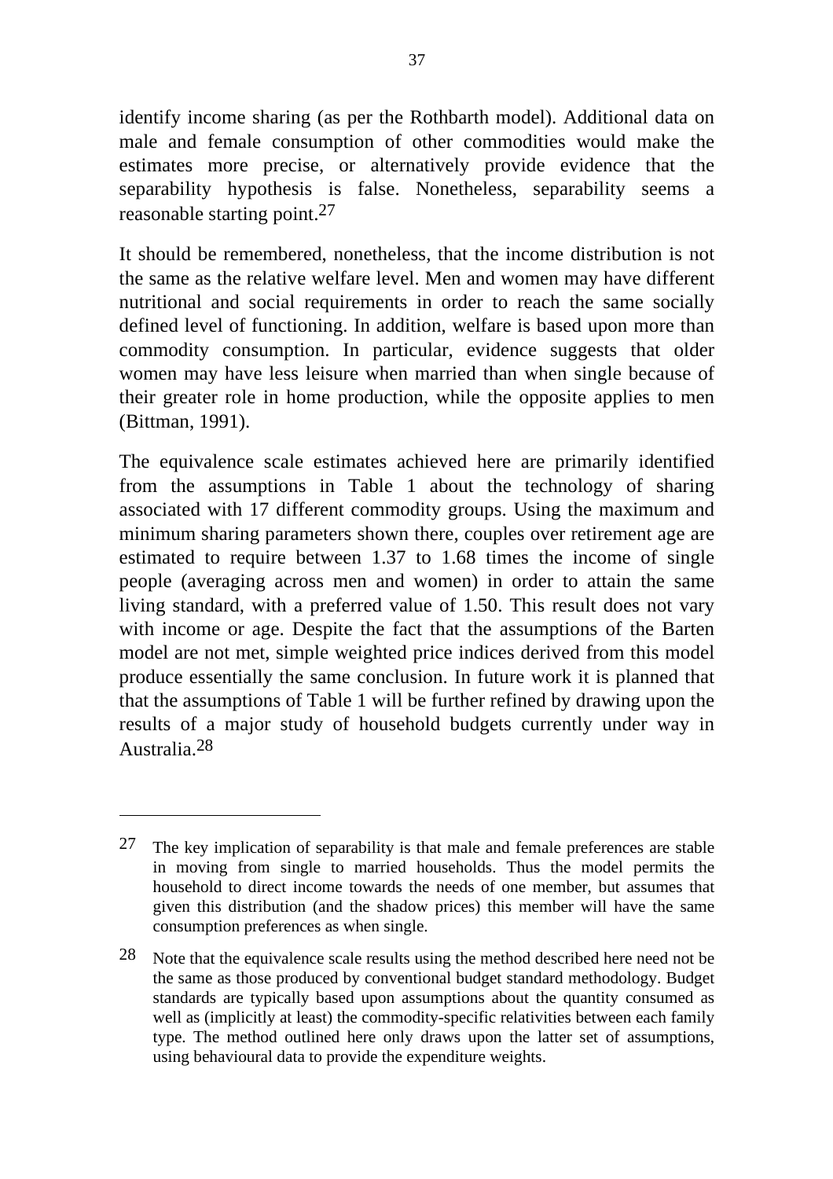identify income sharing (as per the Rothbarth model). Additional data on male and female consumption of other commodities would make the estimates more precise, or alternatively provide evidence that the separability hypothesis is false. Nonetheless, separability seems a reasonable starting point.[27]

It should be remembered, nonetheless, that the income distribution is not the same as the relative welfare level. Men and women may have different nutritional and social requirements in order to reach the same socially defined level of functioning. In addition, welfare is based upon more than commodity consumption. In particular, evidence suggests that older women may have less leisure when married than when single because of their greater role in home production, while the opposite applies to men (Bittman, 1991).

The equivalence scale estimates achieved here are primarily identified from the assumptions in Table 1 about the technology of sharing associated with 17 different commodity groups. Using the maximum and minimum sharing parameters shown there, couples over retirement age are estimated to require between 1.37 to 1.68 times the income of single people (averaging across men and women) in order to attain the same living standard, with a preferred value of 1.50. This result does not vary with income or age. Despite the fact that the assumptions of the Barten model are not met, simple weighted price indices derived from this model produce essentially the same conclusion. In future work it is planned that that the assumptions of Table 1 will be further refined by drawing upon the results of a major study of household budgets currently under way in Australia.[28]

---

[27] The key implication of separability is that male and female preferences are stable in moving from single to married households. Thus the model permits the household to direct income towards the needs of one member, but assumes that given this distribution (and the shadow prices) this member will have the same consumption preferences as when single.

[28] Note that the equivalence scale results using the method described here need not be the same as those produced by conventional budget standard methodology. Budget standards are typically based upon assumptions about the quantity consumed as well as (implicitly at least) the commodity-specific relativities between each family type. The method outlined here only draws upon the latter set of assumptions, using behavioural data to provide the expenditure weights.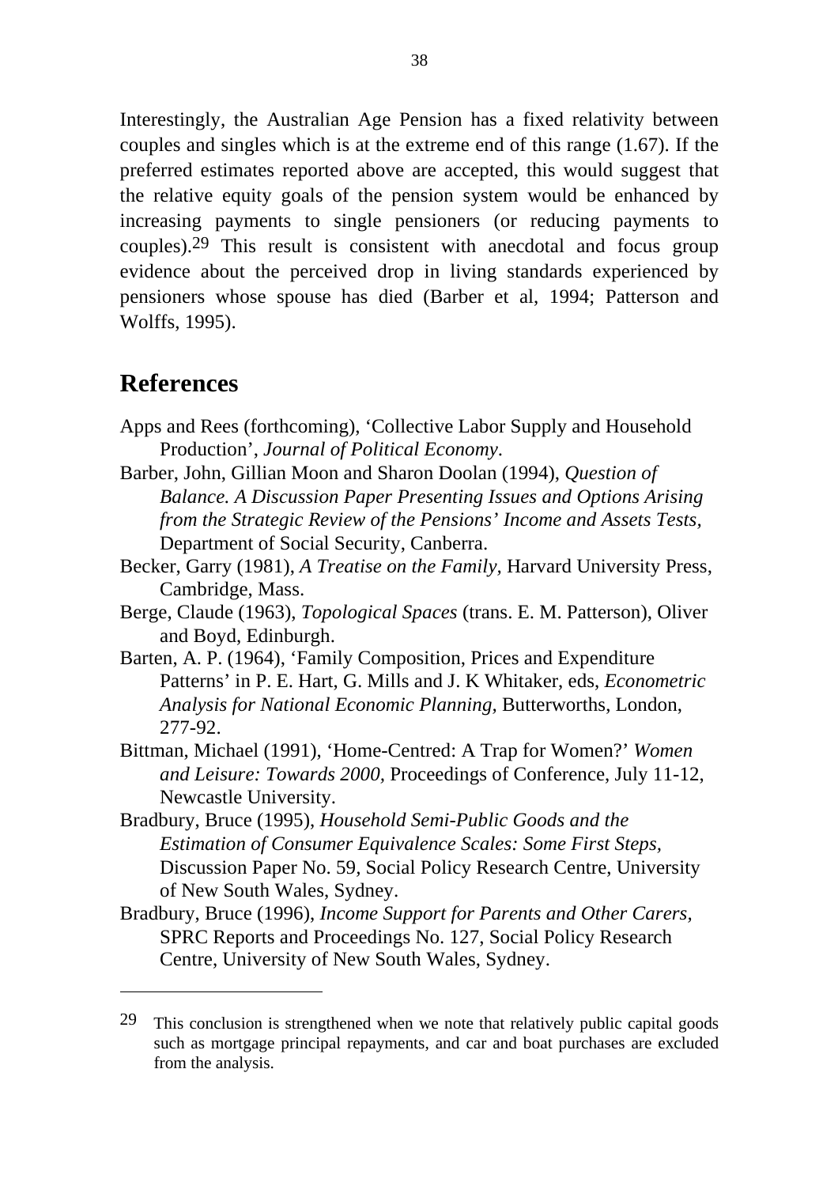Interestingly, the Australian Age Pension has a fixed relativity between couples and singles which is at the extreme end of this range (1.67). If the preferred estimates reported above are accepted, this would suggest that the relative equity goals of the pension system would be enhanced by increasing payments to single pensioners (or reducing payments to couples).[29] This result is consistent with anecdotal and focus group evidence about the perceived drop in living standards experienced by pensioners whose spouse has died (Barber et al, 1994; Patterson and Wolffs, 1995).

## References

Apps and Rees (forthcoming), 'Collective Labor Supply and Household Production', *Journal of Political Economy*.

Barber, John, Gillian Moon and Sharon Doolan (1994), *Question of Balance. A Discussion Paper Presenting Issues and Options Arising from the Strategic Review of the Pensions' Income and Assets Tests*, Department of Social Security, Canberra.

Becker, Garry (1981), *A Treatise on the Family,* Harvard University Press, Cambridge, Mass.

Berge, Claude (1963), *Topological Spaces* (trans. E. M. Patterson), Oliver and Boyd, Edinburgh.

Barten, A. P. (1964), 'Family Composition, Prices and Expenditure Patterns' in P. E. Hart, G. Mills and J. K Whitaker, eds, *Econometric Analysis for National Economic Planning,* Butterworths, London, 277-92.

Bittman, Michael (1991), 'Home-Centred: A Trap for Women?' *Women and Leisure: Towards 2000*, Proceedings of Conference, July 11-12, Newcastle University.

Bradbury, Bruce (1995), *Household Semi-Public Goods and the Estimation of Consumer Equivalence Scales: Some First Steps*, Discussion Paper No. 59, Social Policy Research Centre, University of New South Wales, Sydney.

Bradbury, Bruce (1996), *Income Support for Parents and Other Carers,* SPRC Reports and Proceedings No. 127, Social Policy Research Centre, University of New South Wales, Sydney.

---

[29] This conclusion is strengthened when we note that relatively public capital goods such as mortgage principal repayments, and car and boat purchases are excluded from the analysis.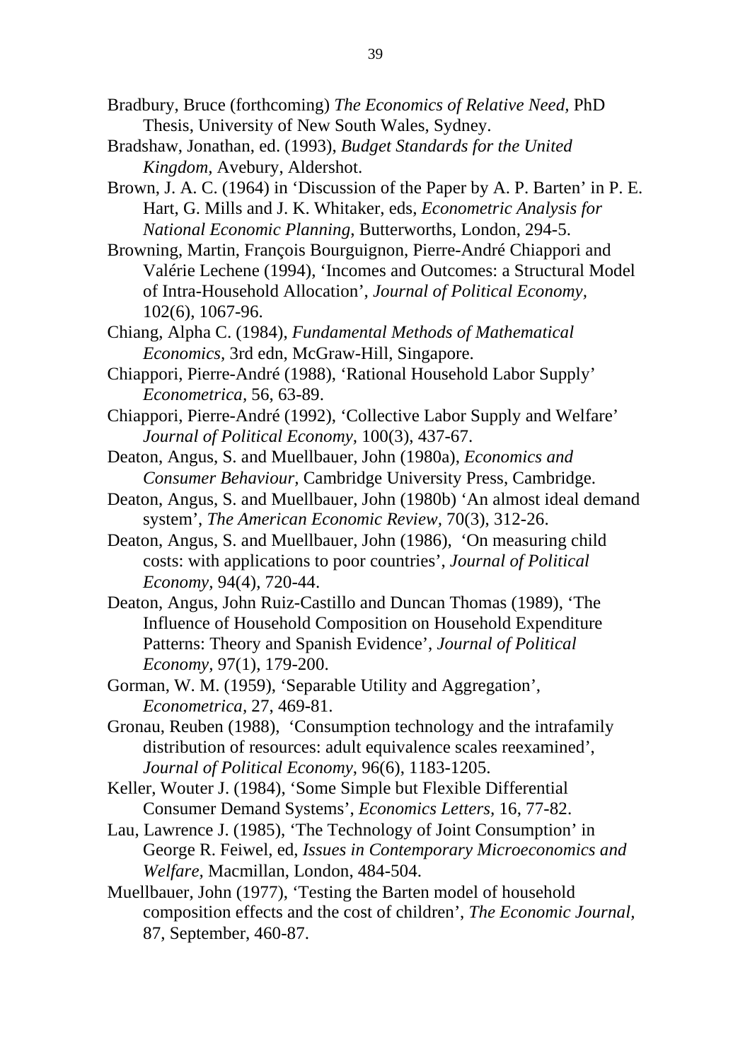Bradbury, Bruce (forthcoming) *The Economics of Relative Need*, PhD Thesis, University of New South Wales, Sydney.

Bradshaw, Jonathan, ed. (1993), *Budget Standards for the United Kingdom*, Avebury, Aldershot.

Brown, J. A. C. (1964) in 'Discussion of the Paper by A. P. Barten' in P. E. Hart, G. Mills and J. K. Whitaker, eds, *Econometric Analysis for National Economic Planning*, Butterworths, London, 294-5.

Browning, Martin, François Bourguignon, Pierre-André Chiappori and Valérie Lechene (1994), 'Incomes and Outcomes: a Structural Model of Intra-Household Allocation', *Journal of Political Economy*, 102(6), 1067-96.

Chiang, Alpha C. (1984), *Fundamental Methods of Mathematical Economics*, 3rd edn, McGraw-Hill, Singapore.

Chiappori, Pierre-André (1988), 'Rational Household Labor Supply' *Econometrica*, 56, 63-89.

Chiappori, Pierre-André (1992), 'Collective Labor Supply and Welfare' *Journal of Political Economy*, 100(3), 437-67.

Deaton, Angus, S. and Muellbauer, John (1980a), *Economics and Consumer Behaviour*, Cambridge University Press, Cambridge.

Deaton, Angus, S. and Muellbauer, John (1980b) 'An almost ideal demand system', *The American Economic Review*, 70(3), 312-26.

Deaton, Angus, S. and Muellbauer, John (1986), 'On measuring child costs: with applications to poor countries', *Journal of Political Economy*, 94(4), 720-44.

Deaton, Angus, John Ruiz-Castillo and Duncan Thomas (1989), 'The Influence of Household Composition on Household Expenditure Patterns: Theory and Spanish Evidence', *Journal of Political Economy*, 97(1), 179-200.

Gorman, W. M. (1959), 'Separable Utility and Aggregation', *Econometrica*, 27, 469-81.

Gronau, Reuben (1988), 'Consumption technology and the intrafamily distribution of resources: adult equivalence scales reexamined', *Journal of Political Economy*, 96(6), 1183-1205.

Keller, Wouter J. (1984), 'Some Simple but Flexible Differential Consumer Demand Systems', *Economics Letters*, 16, 77-82.

Lau, Lawrence J. (1985), 'The Technology of Joint Consumption' in George R. Feiwel, ed, *Issues in Contemporary Microeconomics and Welfare*, Macmillan, London, 484-504.

Muellbauer, John (1977), 'Testing the Barten model of household composition effects and the cost of children', *The Economic Journal*, 87, September, 460-87.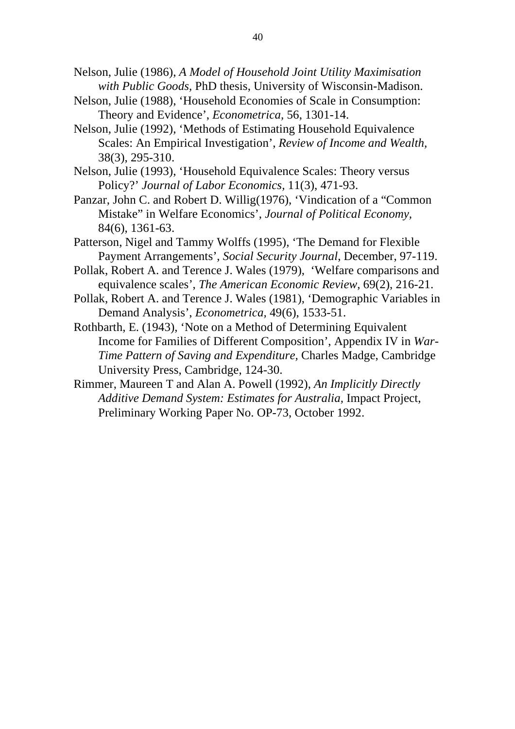Nelson, Julie (1986), *A Model of Household Joint Utility Maximisation with Public Goods,* PhD thesis, University of Wisconsin-Madison.

Nelson, Julie (1988), 'Household Economies of Scale in Consumption: Theory and Evidence', *Econometrica,* 56, 1301-14.

Nelson, Julie (1992), 'Methods of Estimating Household Equivalence Scales: An Empirical Investigation', *Review of Income and Wealth,* 38(3), 295-310.

Nelson, Julie (1993), 'Household Equivalence Scales: Theory versus Policy?' *Journal of Labor Economics,* 11(3), 471-93.

Panzar, John C. and Robert D. Willig(1976), 'Vindication of a "Common Mistake" in Welfare Economics', *Journal of Political Economy,* 84(6), 1361-63.

Patterson, Nigel and Tammy Wolffs (1995), 'The Demand for Flexible Payment Arrangements', *Social Security Journal*, December, 97-119.

Pollak, Robert A. and Terence J. Wales (1979), 'Welfare comparisons and equivalence scales', *The American Economic Review*, 69(2), 216-21.

Pollak, Robert A. and Terence J. Wales (1981), 'Demographic Variables in Demand Analysis', *Econometrica,* 49(6), 1533-51.

Rothbarth, E. (1943), 'Note on a Method of Determining Equivalent Income for Families of Different Composition', Appendix IV in *War-Time Pattern of Saving and Expenditure*, Charles Madge, Cambridge University Press, Cambridge, 124-30.

Rimmer, Maureen T and Alan A. Powell (1992), *An Implicitly Directly Additive Demand System: Estimates for Australia,* Impact Project, Preliminary Working Paper No. OP-73, October 1992.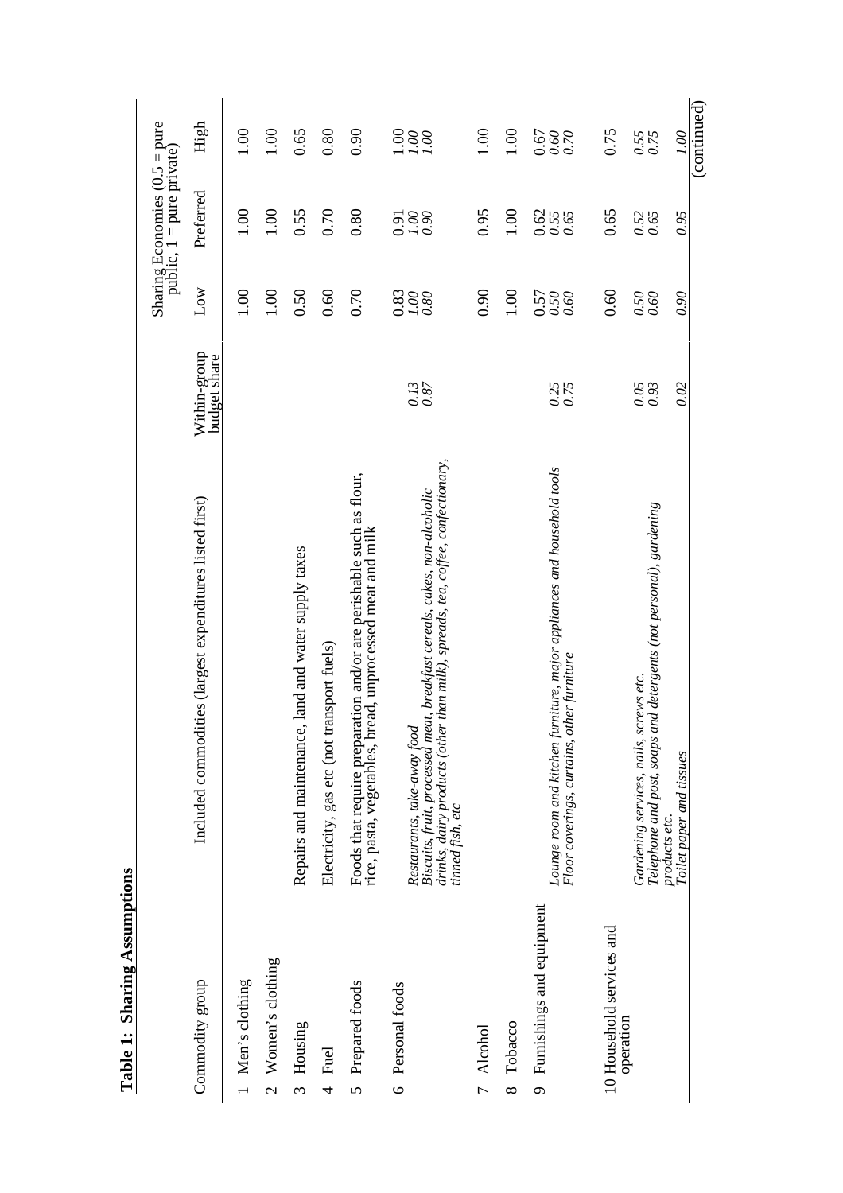**Table 1: Sharing Assumptions**

| Commodity group | Included commodities (largest expenditures listed first) | Within-group budget share | Sharing Economies (0.5 = pure public, 1 = pure private) | | |
|---|---|---|---|---|---|
| | | | Low | Preferred | High |
| 1 Men's clothing | | | 1.00 | 1.00 | 1.00 |
| 2 Women's clothing | | | 1.00 | 1.00 | 1.00 |
| 3 Housing | Repairs and maintenance, land and water supply taxes | | 0.50 | 0.55 | 0.65 |
| 4 Fuel | Electricity, gas etc (not transport fuels) | | 0.60 | 0.70 | 0.80 |
| 5 Prepared foods | Foods that require preparation and/or are perishable such as flour, rice, pasta, vegetables, bread, unprocessed meat and milk | | 0.70 | 0.80 | 0.90 |
| 6 Personal foods | | | 0.83 | 0.91 | 1.00 |
| | *Restaurants, take-away food* | *0.13* | *1.00* | *1.00* | *1.00* |
| | *Biscuits, fruit, processed meat, breakfast cereals, cakes, non-alcoholic drinks, dairy products (other than milk), spreads, tea, coffee, confectionary, tinned fish, etc* | *0.87* | *0.80* | *0.90* | *1.00* |
| 7 Alcohol | | | 0.90 | 0.95 | 1.00 |
| 8 Tobacco | | | 1.00 | 1.00 | 1.00 |
| 9 Furnishings and equipment | | | 0.57 | 0.62 | 0.67 |
| | *Lounge room and kitchen furniture, major appliances and household tools* | *0.25* | *0.50* | *0.55* | *0.60* |
| | *Floor coverings, curtains, other furniture* | *0.75* | *0.60* | *0.65* | *0.70* |
| 10 Household services and operation | | | 0.60 | 0.65 | 0.75 |
| | *Gardening services, nails, screws etc.* | *0.05* | *0.50* | *0.52* | *0.55* |
| | *Telephone and post, soaps and detergents (not personal), gardening products etc.* | *0.93* | *0.60* | *0.65* | *0.75* |
| | *Toilet paper and tissues* | *0.02* | *0.90* | *0.95* | *1.00* |

(continued)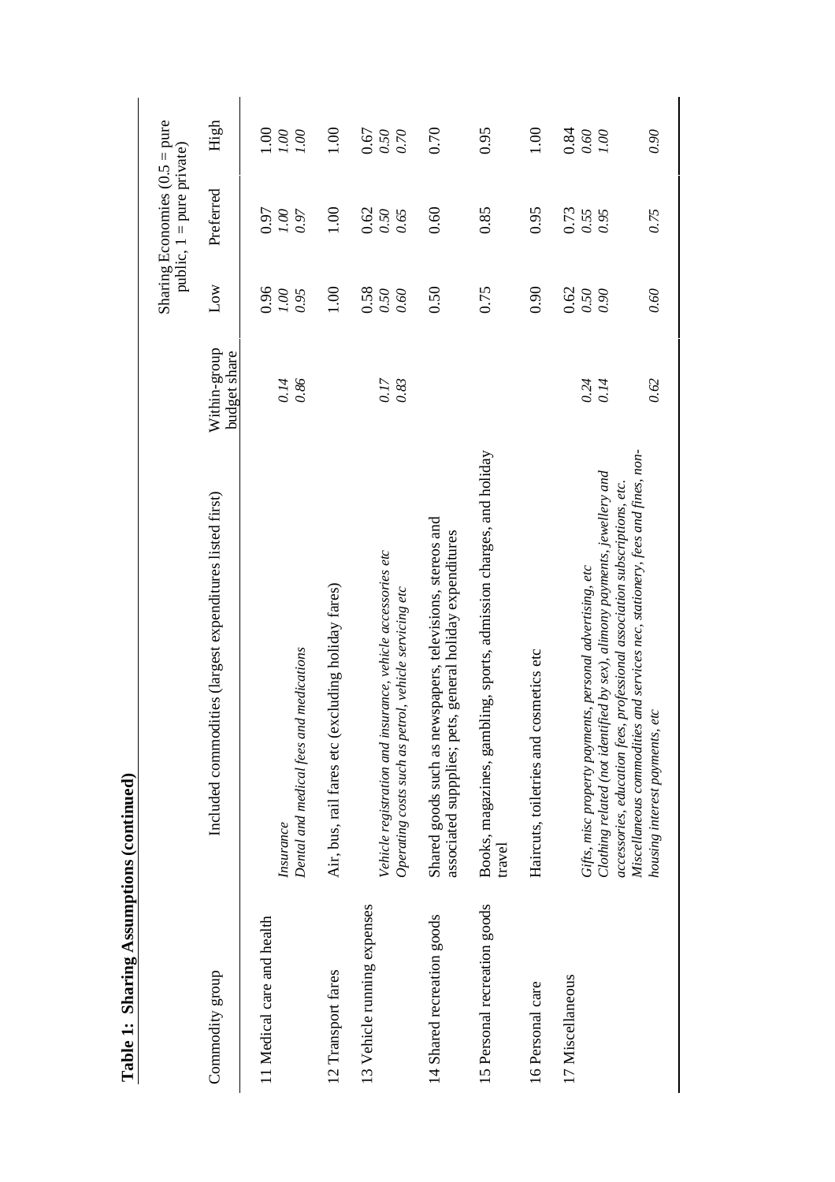**Table 1: Sharing Assumptions (continued)**

| Commodity group | Included commodities (largest expenditures listed first) | Within-group budget share | Sharing Economies (0.5 = pure public, 1 = pure private) | | |
|---|---|---|---|---|---|
| | | | Low | Preferred | High |
| 11 Medical care and health | | | 0.96 | 0.97 | 1.00 |
| | *Insurance* | *0.14* | *1.00* | *1.00* | *1.00* |
| | *Dental and medical fees and medications* | *0.86* | *0.95* | *0.97* | *1.00* |
| 12 Transport fares | Air, bus, rail fares etc (excluding holiday fares) | | 1.00 | 1.00 | 1.00 |
| 13 Vehicle running expenses | | | 0.58 | 0.62 | 0.67 |
| | *Vehicle registration and insurance, vehicle accessories etc* | *0.17* | *0.50* | *0.50* | *0.50* |
| | *Operating costs such as petrol, vehicle servicing etc* | *0.83* | *0.60* | *0.65* | *0.70* |
| 14 Shared recreation goods | Shared goods such as newspapers, televisions, stereos and associated suppplies; pets, general holiday expenditures | | 0.50 | 0.60 | 0.70 |
| 15 Personal recreation goods | Books, magazines, gambling, sports, admission charges, and holiday travel | | 0.75 | 0.85 | 0.95 |
| 16 Personal care | Haircuts, toiletries and cosmetics etc | | 0.90 | 0.95 | 1.00 |
| 17 Miscellaneous | | | 0.62 | 0.73 | 0.84 |
| | *Gifts, misc property payments, personal advertising, etc* | *0.24* | *0.50* | *0.55* | *0.60* |
| | *Clothing related (not identified by sex), alimony payments, jewellery and accessories, education fees, professional association subscriptions, etc.* | *0.14* | *0.90* | *0.95* | *1.00* |
| | *Miscellaneous commodities and services nec, stationery, fees and fines, non-housing interest payments, etc* | *0.62* | *0.60* | *0.75* | *0.90* |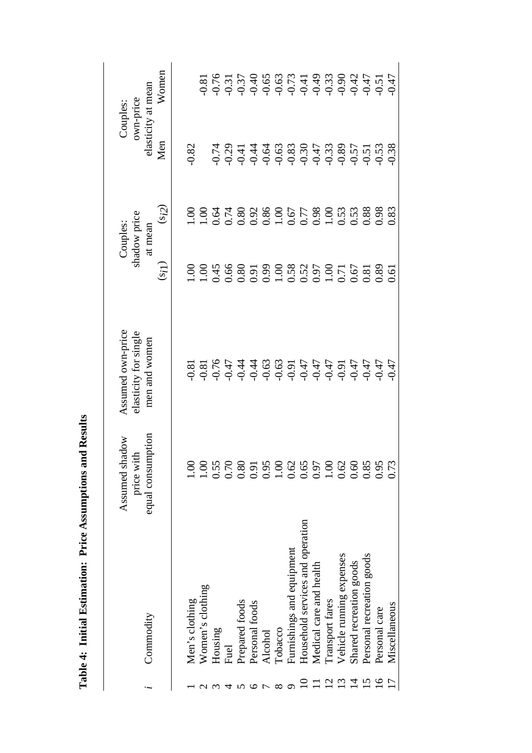**Table 4: Initial Estimation: Price Assumptions and Results**

| *i* | Commodity | Assumed shadow price with equal consumption | Assumed own-price elasticity for single men and women | Couples: shadow price at mean | | Couples: own-price elasticity at mean | |
|---|---|---|---|---|---|---|---|
| | | | | $(s_{i1})$ | $(s_{i2})$ | Men | Women |
| 1 | Men's clothing | 1.00 | -0.81 | 1.00 | 1.00 | -0.82 | |
| 2 | Women's clothing | 1.00 | -0.81 | 1.00 | 1.00 | | -0.81 |
| 3 | Housing | 0.55 | -0.76 | 0.45 | 0.64 | -0.74 | -0.76 |
| 4 | Fuel | 0.70 | -0.47 | 0.66 | 0.74 | -0.29 | -0.31 |
| 5 | Prepared foods | 0.80 | -0.44 | 0.80 | 0.80 | -0.41 | -0.37 |
| 6 | Personal foods | 0.91 | -0.44 | 0.91 | 0.92 | -0.44 | -0.40 |
| 7 | Alcohol | 0.95 | -0.63 | 0.99 | 0.86 | -0.64 | -0.65 |
| 8 | Tobacco | 1.00 | -0.63 | 1.00 | 1.00 | -0.63 | -0.63 |
| 9 | Furnishings and equipment | 0.62 | -0.91 | 0.58 | 0.67 | -0.83 | -0.73 |
| 10 | Household services and operation | 0.65 | -0.47 | 0.52 | 0.77 | -0.30 | -0.41 |
| 11 | Medical care and health | 0.97 | -0.47 | 0.97 | 0.98 | -0.47 | -0.49 |
| 12 | Transport fares | 1.00 | -0.47 | 1.00 | 1.00 | -0.33 | -0.33 |
| 13 | Vehicle running expenses | 0.62 | -0.91 | 0.71 | 0.53 | -0.89 | -0.90 |
| 14 | Shared recreation goods | 0.60 | -0.47 | 0.67 | 0.53 | -0.57 | -0.42 |
| 15 | Personal recreation goods | 0.85 | -0.47 | 0.81 | 0.88 | -0.51 | -0.47 |
| 16 | Personal care | 0.95 | -0.47 | 0.89 | 0.98 | -0.53 | -0.51 |
| 17 | Miscellaneous | 0.73 | -0.47 | 0.61 | 0.83 | -0.38 | -0.47 |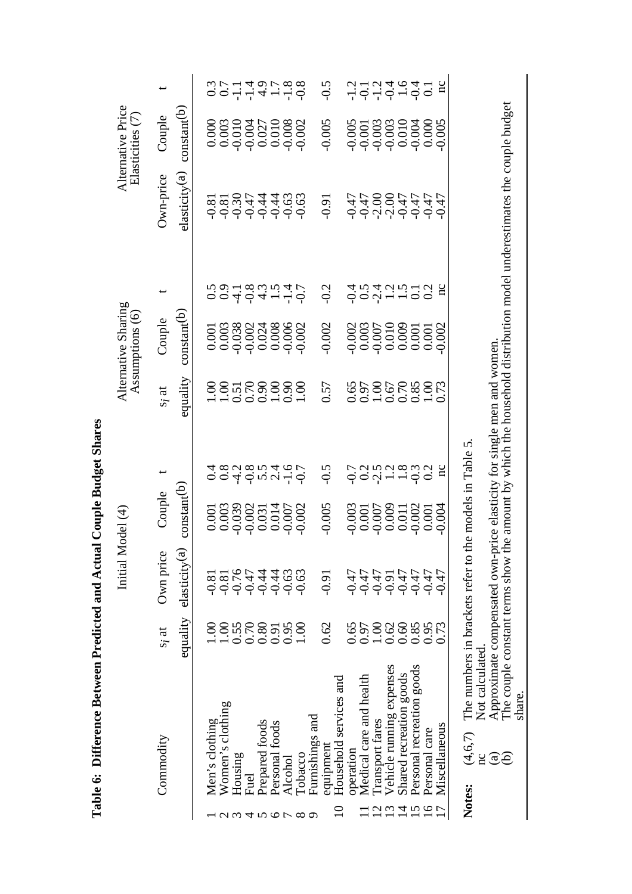**Table 6: Difference Between Predicted and Actual Couple Budget Shares**

| | Commodity | Initial Model (4) | | | | Alternative Sharing Assumptions (6) | | | Alternative Price Elasticities (7) | | |
|---|---|---|---|---|---|---|---|---|---|---|---|
| | | $s_i$ at equality | Own price elasticity(a) | Couple constant(b) | t | $s_i$ at equality | Couple constant(b) | t | Own-price elasticity(a) | Couple constant(b) | t |
| 1 | Men's clothing | 1.00 | -0.81 | 0.001 | 0.4 | 1.00 | 0.001 | 0.5 | -0.81 | 0.000 | 0.3 |
| 2 | Women's clothing | 1.00 | -0.81 | 0.003 | 0.8 | 1.00 | 0.003 | 0.9 | -0.81 | 0.003 | 0.7 |
| 3 | Housing | 0.55 | -0.76 | -0.039 | -4.2 | 0.51 | -0.038 | -4.1 | -0.30 | -0.010 | -1.1 |
| 4 | Fuel | 0.70 | -0.47 | -0.002 | -0.8 | 0.70 | -0.002 | -0.8 | -0.47 | -0.004 | -1.4 |
| 5 | Prepared foods | 0.80 | -0.44 | 0.031 | 5.5 | 0.90 | 0.024 | 4.3 | -0.44 | 0.027 | 4.9 |
| 6 | Personal foods | 0.91 | -0.44 | 0.014 | 2.4 | 1.00 | 0.008 | 1.5 | -0.44 | 0.010 | 1.7 |
| 7 | Alcohol | 0.95 | -0.63 | -0.007 | -1.6 | 0.90 | -0.006 | -1.4 | -0.63 | -0.008 | -1.8 |
| 8 | Tobacco | 1.00 | -0.63 | -0.002 | -0.7 | 1.00 | -0.002 | -0.7 | -0.63 | -0.002 | -0.8 |
| 9 | Furnishings and equipment | 0.62 | -0.91 | -0.005 | -0.5 | 0.57 | -0.002 | -0.2 | -0.91 | -0.005 | -0.5 |
| 10 | Household services and operation | 0.65 | -0.47 | -0.003 | -0.7 | 0.65 | -0.002 | -0.4 | -0.47 | -0.005 | -1.2 |
| 11 | Medical care and health | 0.97 | -0.47 | 0.001 | 0.2 | 0.97 | 0.003 | 0.5 | -0.47 | -0.001 | -0.1 |
| 12 | Transport fares | 1.00 | -0.47 | -0.007 | -2.5 | 1.00 | -0.007 | -2.4 | -2.00 | -0.003 | -1.2 |
| 13 | Vehicle running expenses | 0.62 | -0.91 | 0.009 | 1.2 | 0.67 | 0.010 | 1.2 | -2.00 | -0.003 | -0.4 |
| 14 | Shared recreation goods | 0.60 | -0.47 | 0.011 | 1.8 | 0.70 | 0.009 | 1.5 | -0.47 | 0.010 | 1.6 |
| 15 | Personal recreation goods | 0.85 | -0.47 | -0.002 | -0.3 | 0.85 | 0.001 | 0.1 | -0.47 | -0.004 | -0.4 |
| 16 | Personal care | 0.95 | -0.47 | 0.001 | 0.2 | 1.00 | 0.001 | 0.2 | -0.47 | 0.000 | 0.1 |
| 17 | Miscellaneous | 0.73 | -0.47 | -0.004 | nc | 0.73 | -0.002 | nc | -0.47 | -0.005 | nc |

**Notes:**

(4,6,7) The numbers in brackets refer to the models in Table 5.

nc Not calculated.

(a) Approximate compensated own-price elasticity for single men and women.

(b) The couple constant terms show the amount by which the household distribution model underestimates the couple budget share.